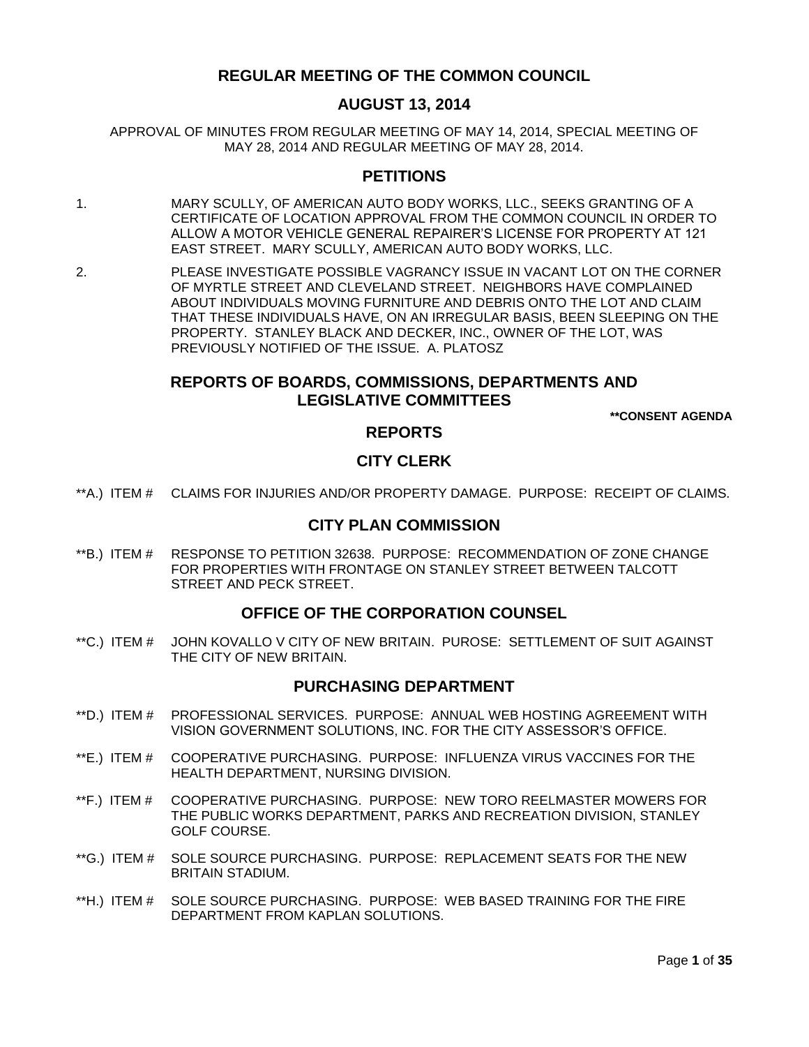# REGULAR MEETING OF THE COMMON COUNCIL

## AUGUST 13, 2014

APPROVAL OF MINUTES FROM REGULAR MEETING OF MAY 14, 2014, SPECIAL MEETING OF MAY 28, 2014 AND REGULAR MEETING OF MAY 28, 2014.

## PETITIONS

1. MARY SCULLY, OF AMERICAN AUTO BODY WORKS, LLC., SEEKS GRANTING OF A CERTIFICATE OF LOCATION APPROVAL FROM THE COMMON COUNCIL IN ORDER TO ALLOW A MOTOR VEHICLE GENERAL REPAIRER'S LICENSE FOR PROPERTY AT 121 EAST STREET. MARY SCULLY, AMERICAN AUTO BODY WORKS, LLC.

2. PLEASE INVESTIGATE POSSIBLE VAGRANCY ISSUE IN VACANT LOT ON THE CORNER OF MYRTLE STREET AND CLEVELAND STREET. NEIGHBORS HAVE COMPLAINED ABOUT INDIVIDUALS MOVING FURNITURE AND DEBRIS ONTO THE LOT AND CLAIM THAT THESE INDIVIDUALS HAVE, ON AN IRREGULAR BASIS, BEEN SLEEPING ON THE PROPERTY. STANLEY BLACK AND DECKER, INC., OWNER OF THE LOT, WAS PREVIOUSLY NOTIFIED OF THE ISSUE. A. PLATOSZ

## REPORTS OF BOARDS, COMMISSIONS, DEPARTMENTS AND LEGISLATIVE COMMITTEES

**\*\*CONSENT AGENDA**

## REPORTS

## CITY CLERK

**A.) ITEM # CLAIMS FOR INJURIES AND/OR PROPERTY DAMAGE. PURPOSE: RECEIPT OF CLAIMS.

## CITY PLAN COMMISSION

**B.) ITEM # RESPONSE TO PETITION 32638. PURPOSE: RECOMMENDATION OF ZONE CHANGE FOR PROPERTIES WITH FRONTAGE ON STANLEY STREET BETWEEN TALCOTT STREET AND PECK STREET.

## OFFICE OF THE CORPORATION COUNSEL

**C.) ITEM # JOHN KOVALLO V CITY OF NEW BRITAIN. PUROSE: SETTLEMENT OF SUIT AGAINST THE CITY OF NEW BRITAIN.

## PURCHASING DEPARTMENT

**D.) ITEM # PROFESSIONAL SERVICES. PURPOSE: ANNUAL WEB HOSTING AGREEMENT WITH VISION GOVERNMENT SOLUTIONS, INC. FOR THE CITY ASSESSOR'S OFFICE.

**E.) ITEM # COOPERATIVE PURCHASING. PURPOSE: INFLUENZA VIRUS VACCINES FOR THE HEALTH DEPARTMENT, NURSING DIVISION.

**F.) ITEM # COOPERATIVE PURCHASING. PURPOSE: NEW TORO REELMASTER MOWERS FOR THE PUBLIC WORKS DEPARTMENT, PARKS AND RECREATION DIVISION, STANLEY GOLF COURSE.

**G.) ITEM # SOLE SOURCE PURCHASING. PURPOSE: REPLACEMENT SEATS FOR THE NEW BRITAIN STADIUM.

**H.) ITEM # SOLE SOURCE PURCHASING. PURPOSE: WEB BASED TRAINING FOR THE FIRE DEPARTMENT FROM KAPLAN SOLUTIONS.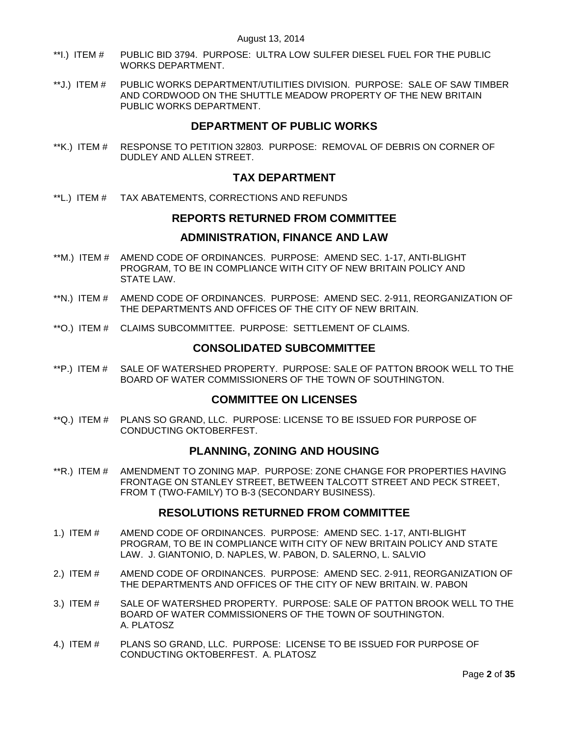**I.) ITEM # PUBLIC BID 3794. PURPOSE: ULTRA LOW SULFER DIESEL FUEL FOR THE PUBLIC WORKS DEPARTMENT.

**J.) ITEM # PUBLIC WORKS DEPARTMENT/UTILITIES DIVISION. PURPOSE: SALE OF SAW TIMBER AND CORDWOOD ON THE SHUTTLE MEADOW PROPERTY OF THE NEW BRITAIN PUBLIC WORKS DEPARTMENT.

## DEPARTMENT OF PUBLIC WORKS

**K.) ITEM # RESPONSE TO PETITION 32803. PURPOSE: REMOVAL OF DEBRIS ON CORNER OF DUDLEY AND ALLEN STREET.

## TAX DEPARTMENT

**L.) ITEM # TAX ABATEMENTS, CORRECTIONS AND REFUNDS

## REPORTS RETURNED FROM COMMITTEE

## ADMINISTRATION, FINANCE AND LAW

**M.) ITEM # AMEND CODE OF ORDINANCES. PURPOSE: AMEND SEC. 1-17, ANTI-BLIGHT PROGRAM, TO BE IN COMPLIANCE WITH CITY OF NEW BRITAIN POLICY AND STATE LAW.

**N.) ITEM # AMEND CODE OF ORDINANCES. PURPOSE: AMEND SEC. 2-911, REORGANIZATION OF THE DEPARTMENTS AND OFFICES OF THE CITY OF NEW BRITAIN.

**O.) ITEM # CLAIMS SUBCOMMITTEE. PURPOSE: SETTLEMENT OF CLAIMS.

## CONSOLIDATED SUBCOMMITTEE

**P.) ITEM # SALE OF WATERSHED PROPERTY. PURPOSE: SALE OF PATTON BROOK WELL TO THE BOARD OF WATER COMMISSIONERS OF THE TOWN OF SOUTHINGTON.

## COMMITTEE ON LICENSES

**Q.) ITEM # PLANS SO GRAND, LLC. PURPOSE: LICENSE TO BE ISSUED FOR PURPOSE OF CONDUCTING OKTOBERFEST.

## PLANNING, ZONING AND HOUSING

**R.) ITEM # AMENDMENT TO ZONING MAP. PURPOSE: ZONE CHANGE FOR PROPERTIES HAVING FRONTAGE ON STANLEY STREET, BETWEEN TALCOTT STREET AND PECK STREET, FROM T (TWO-FAMILY) TO B-3 (SECONDARY BUSINESS).

## RESOLUTIONS RETURNED FROM COMMITTEE

1.) ITEM # AMEND CODE OF ORDINANCES. PURPOSE: AMEND SEC. 1-17, ANTI-BLIGHT PROGRAM, TO BE IN COMPLIANCE WITH CITY OF NEW BRITAIN POLICY AND STATE LAW. J. GIANTONIO, D. NAPLES, W. PABON, D. SALERNO, L. SALVIO

2.) ITEM # AMEND CODE OF ORDINANCES. PURPOSE: AMEND SEC. 2-911, REORGANIZATION OF THE DEPARTMENTS AND OFFICES OF THE CITY OF NEW BRITAIN. W. PABON

3.) ITEM # SALE OF WATERSHED PROPERTY. PURPOSE: SALE OF PATTON BROOK WELL TO THE BOARD OF WATER COMMISSIONERS OF THE TOWN OF SOUTHINGTON. A. PLATOSZ

4.) ITEM # PLANS SO GRAND, LLC. PURPOSE: LICENSE TO BE ISSUED FOR PURPOSE OF CONDUCTING OKTOBERFEST. A. PLATOSZ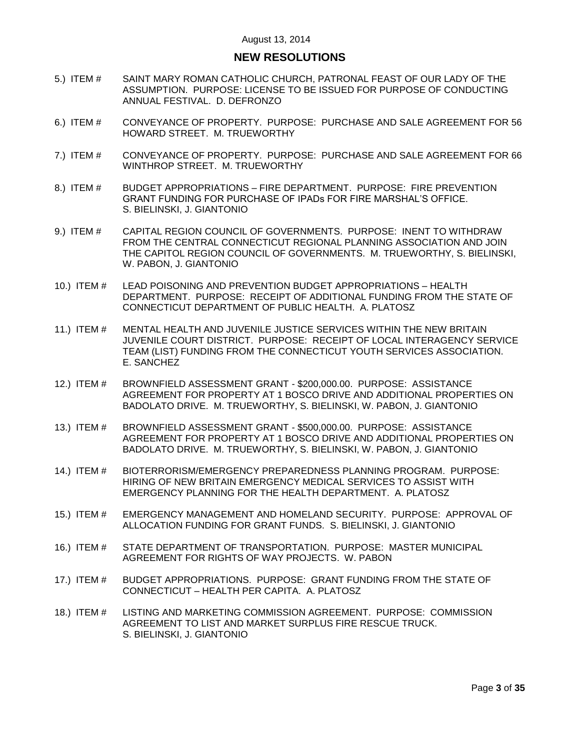August 13, 2014

## NEW RESOLUTIONS

5.) ITEM # SAINT MARY ROMAN CATHOLIC CHURCH, PATRONAL FEAST OF OUR LADY OF THE ASSUMPTION. PURPOSE: LICENSE TO BE ISSUED FOR PURPOSE OF CONDUCTING ANNUAL FESTIVAL. D. DEFRONZO

6.) ITEM # CONVEYANCE OF PROPERTY. PURPOSE: PURCHASE AND SALE AGREEMENT FOR 56 HOWARD STREET. M. TRUEWORTHY

7.) ITEM # CONVEYANCE OF PROPERTY. PURPOSE: PURCHASE AND SALE AGREEMENT FOR 66 WINTHROP STREET. M. TRUEWORTHY

8.) ITEM # BUDGET APPROPRIATIONS – FIRE DEPARTMENT. PURPOSE: FIRE PREVENTION GRANT FUNDING FOR PURCHASE OF IPADs FOR FIRE MARSHAL'S OFFICE. S. BIELINSKI, J. GIANTONIO

9.) ITEM # CAPITAL REGION COUNCIL OF GOVERNMENTS. PURPOSE: INENT TO WITHDRAW FROM THE CENTRAL CONNECTICUT REGIONAL PLANNING ASSOCIATION AND JOIN THE CAPITOL REGION COUNCIL OF GOVERNMENTS. M. TRUEWORTHY, S. BIELINSKI, W. PABON, J. GIANTONIO

10.) ITEM # LEAD POISONING AND PREVENTION BUDGET APPROPRIATIONS – HEALTH DEPARTMENT. PURPOSE: RECEIPT OF ADDITIONAL FUNDING FROM THE STATE OF CONNECTICUT DEPARTMENT OF PUBLIC HEALTH. A. PLATOSZ

11.) ITEM # MENTAL HEALTH AND JUVENILE JUSTICE SERVICES WITHIN THE NEW BRITAIN JUVENILE COURT DISTRICT. PURPOSE: RECEIPT OF LOCAL INTERAGENCY SERVICE TEAM (LIST) FUNDING FROM THE CONNECTICUT YOUTH SERVICES ASSOCIATION. E. SANCHEZ

12.) ITEM # BROWNFIELD ASSESSMENT GRANT - $200,000.00. PURPOSE: ASSISTANCE AGREEMENT FOR PROPERTY AT 1 BOSCO DRIVE AND ADDITIONAL PROPERTIES ON BADOLATO DRIVE. M. TRUEWORTHY, S. BIELINSKI, W. PABON, J. GIANTONIO

13.) ITEM # BROWNFIELD ASSESSMENT GRANT - $500,000.00. PURPOSE: ASSISTANCE AGREEMENT FOR PROPERTY AT 1 BOSCO DRIVE AND ADDITIONAL PROPERTIES ON BADOLATO DRIVE. M. TRUEWORTHY, S. BIELINSKI, W. PABON, J. GIANTONIO

14.) ITEM # BIOTERRORISM/EMERGENCY PREPAREDNESS PLANNING PROGRAM. PURPOSE: HIRING OF NEW BRITAIN EMERGENCY MEDICAL SERVICES TO ASSIST WITH EMERGENCY PLANNING FOR THE HEALTH DEPARTMENT. A. PLATOSZ

15.) ITEM # EMERGENCY MANAGEMENT AND HOMELAND SECURITY. PURPOSE: APPROVAL OF ALLOCATION FUNDING FOR GRANT FUNDS. S. BIELINSKI, J. GIANTONIO

16.) ITEM # STATE DEPARTMENT OF TRANSPORTATION. PURPOSE: MASTER MUNICIPAL AGREEMENT FOR RIGHTS OF WAY PROJECTS. W. PABON

17.) ITEM # BUDGET APPROPRIATIONS. PURPOSE: GRANT FUNDING FROM THE STATE OF CONNECTICUT – HEALTH PER CAPITA. A. PLATOSZ

18.) ITEM # LISTING AND MARKETING COMMISSION AGREEMENT. PURPOSE: COMMISSION AGREEMENT TO LIST AND MARKET SURPLUS FIRE RESCUE TRUCK. S. BIELINSKI, J. GIANTONIO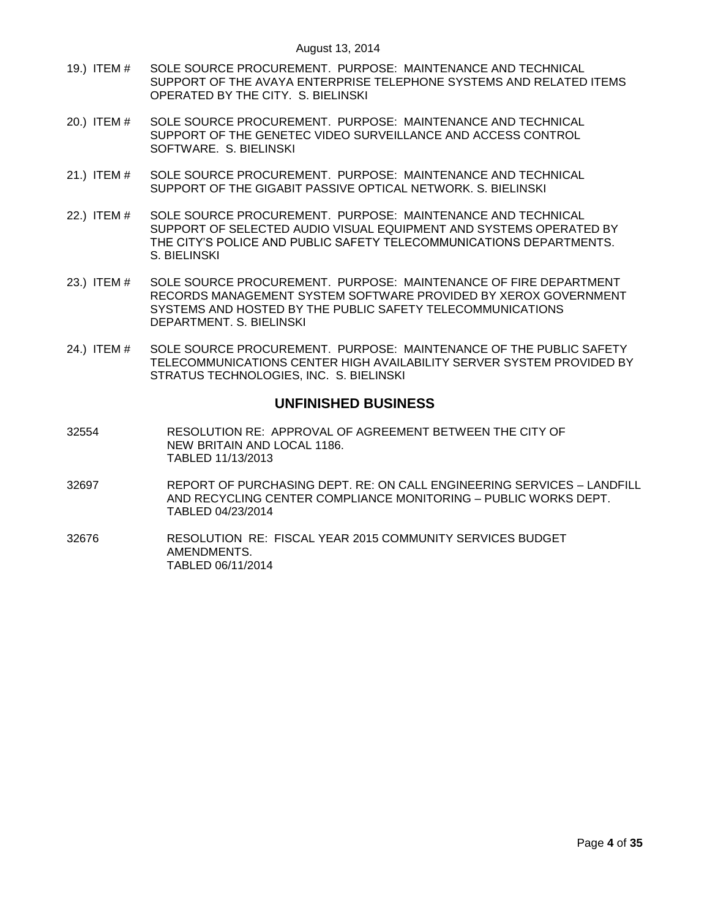19.) ITEM # SOLE SOURCE PROCUREMENT. PURPOSE: MAINTENANCE AND TECHNICAL SUPPORT OF THE AVAYA ENTERPRISE TELEPHONE SYSTEMS AND RELATED ITEMS OPERATED BY THE CITY. S. BIELINSKI

20.) ITEM # SOLE SOURCE PROCUREMENT. PURPOSE: MAINTENANCE AND TECHNICAL SUPPORT OF THE GENETEC VIDEO SURVEILLANCE AND ACCESS CONTROL SOFTWARE. S. BIELINSKI

21.) ITEM # SOLE SOURCE PROCUREMENT. PURPOSE: MAINTENANCE AND TECHNICAL SUPPORT OF THE GIGABIT PASSIVE OPTICAL NETWORK. S. BIELINSKI

22.) ITEM # SOLE SOURCE PROCUREMENT. PURPOSE: MAINTENANCE AND TECHNICAL SUPPORT OF SELECTED AUDIO VISUAL EQUIPMENT AND SYSTEMS OPERATED BY THE CITY'S POLICE AND PUBLIC SAFETY TELECOMMUNICATIONS DEPARTMENTS. S. BIELINSKI

23.) ITEM # SOLE SOURCE PROCUREMENT. PURPOSE: MAINTENANCE OF FIRE DEPARTMENT RECORDS MANAGEMENT SYSTEM SOFTWARE PROVIDED BY XEROX GOVERNMENT SYSTEMS AND HOSTED BY THE PUBLIC SAFETY TELECOMMUNICATIONS DEPARTMENT. S. BIELINSKI

24.) ITEM # SOLE SOURCE PROCUREMENT. PURPOSE: MAINTENANCE OF THE PUBLIC SAFETY TELECOMMUNICATIONS CENTER HIGH AVAILABILITY SERVER SYSTEM PROVIDED BY STRATUS TECHNOLOGIES, INC. S. BIELINSKI

## UNFINISHED BUSINESS

32554 RESOLUTION RE: APPROVAL OF AGREEMENT BETWEEN THE CITY OF NEW BRITAIN AND LOCAL 1186.
TABLED 11/13/2013

32697 REPORT OF PURCHASING DEPT. RE: ON CALL ENGINEERING SERVICES – LANDFILL AND RECYCLING CENTER COMPLIANCE MONITORING – PUBLIC WORKS DEPT.
TABLED 04/23/2014

32676 RESOLUTION RE: FISCAL YEAR 2015 COMMUNITY SERVICES BUDGET AMENDMENTS.
TABLED 06/11/2014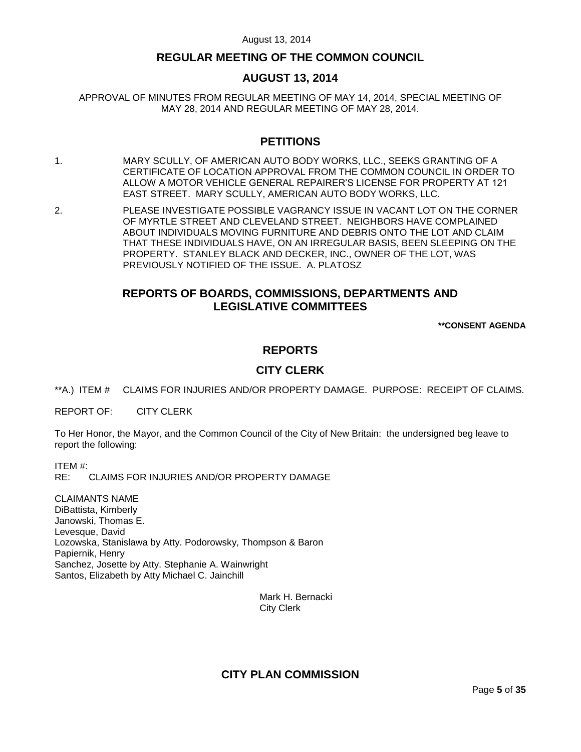## REGULAR MEETING OF THE COMMON COUNCIL

## AUGUST 13, 2014

APPROVAL OF MINUTES FROM REGULAR MEETING OF MAY 14, 2014, SPECIAL MEETING OF MAY 28, 2014 AND REGULAR MEETING OF MAY 28, 2014.

## PETITIONS

1. MARY SCULLY, OF AMERICAN AUTO BODY WORKS, LLC., SEEKS GRANTING OF A CERTIFICATE OF LOCATION APPROVAL FROM THE COMMON COUNCIL IN ORDER TO ALLOW A MOTOR VEHICLE GENERAL REPAIRER'S LICENSE FOR PROPERTY AT 121 EAST STREET. MARY SCULLY, AMERICAN AUTO BODY WORKS, LLC.

2. PLEASE INVESTIGATE POSSIBLE VAGRANCY ISSUE IN VACANT LOT ON THE CORNER OF MYRTLE STREET AND CLEVELAND STREET. NEIGHBORS HAVE COMPLAINED ABOUT INDIVIDUALS MOVING FURNITURE AND DEBRIS ONTO THE LOT AND CLAIM THAT THESE INDIVIDUALS HAVE, ON AN IRREGULAR BASIS, BEEN SLEEPING ON THE PROPERTY. STANLEY BLACK AND DECKER, INC., OWNER OF THE LOT, WAS PREVIOUSLY NOTIFIED OF THE ISSUE. A. PLATOSZ

## REPORTS OF BOARDS, COMMISSIONS, DEPARTMENTS AND LEGISLATIVE COMMITTEES

**\*\*CONSENT AGENDA**

## REPORTS

## CITY CLERK

\*\*A.) ITEM # CLAIMS FOR INJURIES AND/OR PROPERTY DAMAGE. PURPOSE: RECEIPT OF CLAIMS.

REPORT OF: CITY CLERK

To Her Honor, the Mayor, and the Common Council of the City of New Britain: the undersigned beg leave to report the following:

ITEM #:
RE: CLAIMS FOR INJURIES AND/OR PROPERTY DAMAGE

CLAIMANTS NAME
DiBattista, Kimberly
Janowski, Thomas E.
Levesque, David
Lozowska, Stanislawa by Atty. Podorowsky, Thompson & Baron
Papiernik, Henry
Sanchez, Josette by Atty. Stephanie A. Wainwright
Santos, Elizabeth by Atty Michael C. Jainchill

Mark H. Bernacki
City Clerk

## CITY PLAN COMMISSION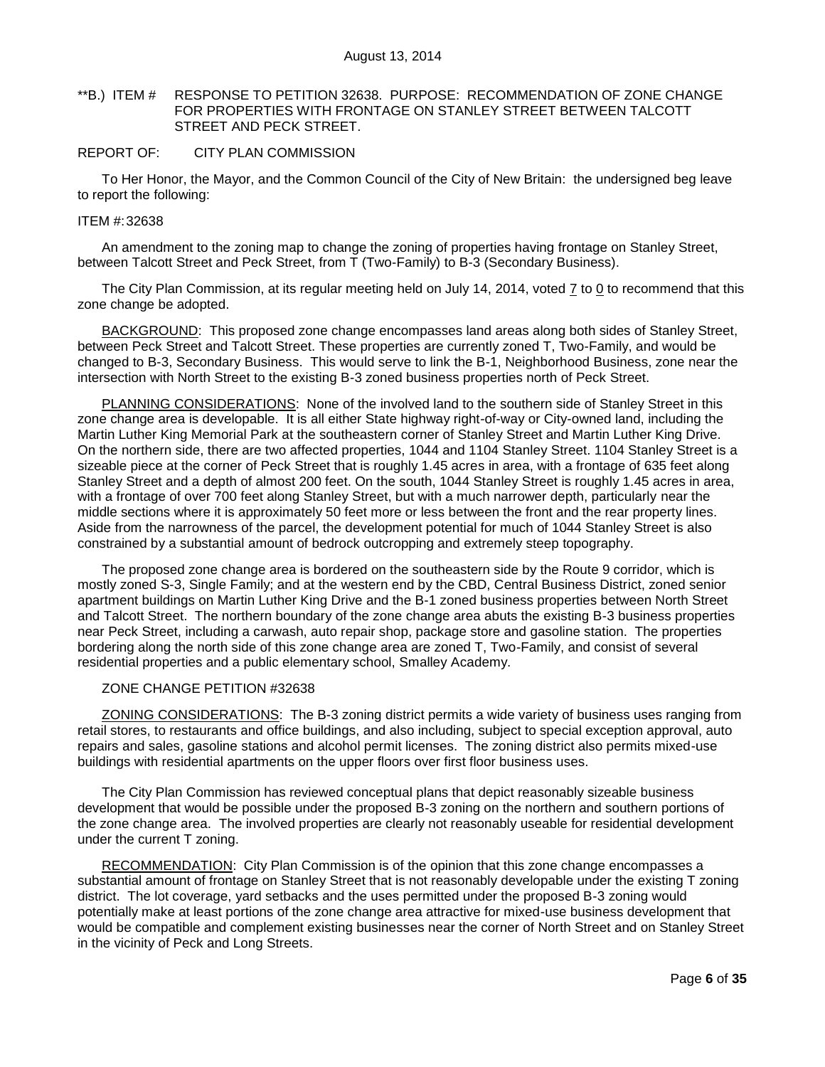August 13, 2014

**B.) ITEM # RESPONSE TO PETITION 32638. PURPOSE: RECOMMENDATION OF ZONE CHANGE FOR PROPERTIES WITH FRONTAGE ON STANLEY STREET BETWEEN TALCOTT STREET AND PECK STREET.

REPORT OF: CITY PLAN COMMISSION

To Her Honor, the Mayor, and the Common Council of the City of New Britain: the undersigned beg leave to report the following:

ITEM #: 32638

An amendment to the zoning map to change the zoning of properties having frontage on Stanley Street, between Talcott Street and Peck Street, from T (Two-Family) to B-3 (Secondary Business).

The City Plan Commission, at its regular meeting held on July 14, 2014, voted 7 to 0 to recommend that this zone change be adopted.

BACKGROUND: This proposed zone change encompasses land areas along both sides of Stanley Street, between Peck Street and Talcott Street. These properties are currently zoned T, Two-Family, and would be changed to B-3, Secondary Business. This would serve to link the B-1, Neighborhood Business, zone near the intersection with North Street to the existing B-3 zoned business properties north of Peck Street.

PLANNING CONSIDERATIONS: None of the involved land to the southern side of Stanley Street in this zone change area is developable. It is all either State highway right-of-way or City-owned land, including the Martin Luther King Memorial Park at the southeastern corner of Stanley Street and Martin Luther King Drive. On the northern side, there are two affected properties, 1044 and 1104 Stanley Street. 1104 Stanley Street is a sizeable piece at the corner of Peck Street that is roughly 1.45 acres in area, with a frontage of 635 feet along Stanley Street and a depth of almost 200 feet. On the south, 1044 Stanley Street is roughly 1.45 acres in area, with a frontage of over 700 feet along Stanley Street, but with a much narrower depth, particularly near the middle sections where it is approximately 50 feet more or less between the front and the rear property lines. Aside from the narrowness of the parcel, the development potential for much of 1044 Stanley Street is also constrained by a substantial amount of bedrock outcropping and extremely steep topography.

The proposed zone change area is bordered on the southeastern side by the Route 9 corridor, which is mostly zoned S-3, Single Family; and at the western end by the CBD, Central Business District, zoned senior apartment buildings on Martin Luther King Drive and the B-1 zoned business properties between North Street and Talcott Street. The northern boundary of the zone change area abuts the existing B-3 business properties near Peck Street, including a carwash, auto repair shop, package store and gasoline station. The properties bordering along the north side of this zone change area are zoned T, Two-Family, and consist of several residential properties and a public elementary school, Smalley Academy.

ZONE CHANGE PETITION #32638

ZONING CONSIDERATIONS: The B-3 zoning district permits a wide variety of business uses ranging from retail stores, to restaurants and office buildings, and also including, subject to special exception approval, auto repairs and sales, gasoline stations and alcohol permit licenses. The zoning district also permits mixed-use buildings with residential apartments on the upper floors over first floor business uses.

The City Plan Commission has reviewed conceptual plans that depict reasonably sizeable business development that would be possible under the proposed B-3 zoning on the northern and southern portions of the zone change area. The involved properties are clearly not reasonably useable for residential development under the current T zoning.

RECOMMENDATION: City Plan Commission is of the opinion that this zone change encompasses a substantial amount of frontage on Stanley Street that is not reasonably developable under the existing T zoning district. The lot coverage, yard setbacks and the uses permitted under the proposed B-3 zoning would potentially make at least portions of the zone change area attractive for mixed-use business development that would be compatible and complement existing businesses near the corner of North Street and on Stanley Street in the vicinity of Peck and Long Streets.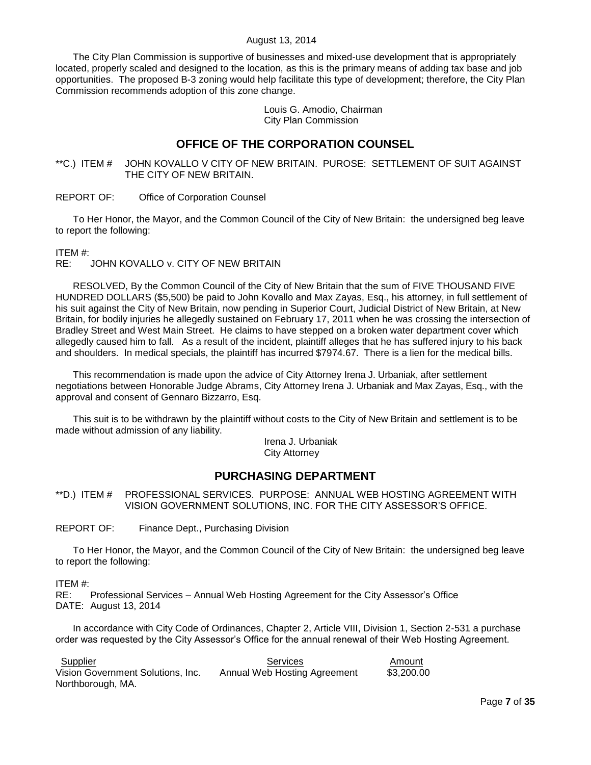The City Plan Commission is supportive of businesses and mixed-use development that is appropriately located, properly scaled and designed to the location, as this is the primary means of adding tax base and job opportunities. The proposed B-3 zoning would help facilitate this type of development; therefore, the City Plan Commission recommends adoption of this zone change.

Louis G. Amodio, Chairman
City Plan Commission

## OFFICE OF THE CORPORATION COUNSEL

**C.) ITEM # JOHN KOVALLO V CITY OF NEW BRITAIN. PUROSE: SETTLEMENT OF SUIT AGAINST THE CITY OF NEW BRITAIN.

REPORT OF: Office of Corporation Counsel

To Her Honor, the Mayor, and the Common Council of the City of New Britain: the undersigned beg leave to report the following:

ITEM #:
RE: JOHN KOVALLO v. CITY OF NEW BRITAIN

RESOLVED, By the Common Council of the City of New Britain that the sum of FIVE THOUSAND FIVE HUNDRED DOLLARS ($5,500) be paid to John Kovallo and Max Zayas, Esq., his attorney, in full settlement of his suit against the City of New Britain, now pending in Superior Court, Judicial District of New Britain, at New Britain, for bodily injuries he allegedly sustained on February 17, 2011 when he was crossing the intersection of Bradley Street and West Main Street. He claims to have stepped on a broken water department cover which allegedly caused him to fall. As a result of the incident, plaintiff alleges that he has suffered injury to his back and shoulders. In medical specials, the plaintiff has incurred $7974.67. There is a lien for the medical bills.

This recommendation is made upon the advice of City Attorney Irena J. Urbaniak, after settlement negotiations between Honorable Judge Abrams, City Attorney Irena J. Urbaniak and Max Zayas, Esq., with the approval and consent of Gennaro Bizzarro, Esq.

This suit is to be withdrawn by the plaintiff without costs to the City of New Britain and settlement is to be made without admission of any liability.

Irena J. Urbaniak
City Attorney

## PURCHASING DEPARTMENT

**D.) ITEM # PROFESSIONAL SERVICES. PURPOSE: ANNUAL WEB HOSTING AGREEMENT WITH VISION GOVERNMENT SOLUTIONS, INC. FOR THE CITY ASSESSOR'S OFFICE.

REPORT OF: Finance Dept., Purchasing Division

To Her Honor, the Mayor, and the Common Council of the City of New Britain: the undersigned beg leave to report the following:

ITEM #:
RE: Professional Services – Annual Web Hosting Agreement for the City Assessor's Office
DATE: August 13, 2014

In accordance with City Code of Ordinances, Chapter 2, Article VIII, Division 1, Section 2-531 a purchase order was requested by the City Assessor's Office for the annual renewal of their Web Hosting Agreement.

| Supplier | Services | Amount |
|---|---|---|
| Vision Government Solutions, Inc. Northborough, MA. | Annual Web Hosting Agreement | $3,200.00 |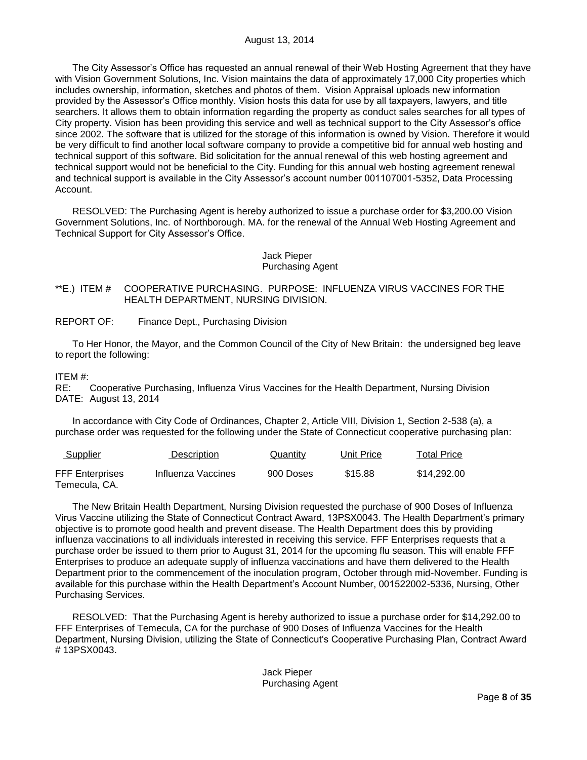The City Assessor's Office has requested an annual renewal of their Web Hosting Agreement that they have with Vision Government Solutions, Inc. Vision maintains the data of approximately 17,000 City properties which includes ownership, information, sketches and photos of them. Vision Appraisal uploads new information provided by the Assessor's Office monthly. Vision hosts this data for use by all taxpayers, lawyers, and title searchers. It allows them to obtain information regarding the property as conduct sales searches for all types of City property. Vision has been providing this service and well as technical support to the City Assessor's office since 2002. The software that is utilized for the storage of this information is owned by Vision. Therefore it would be very difficult to find another local software company to provide a competitive bid for annual web hosting and technical support of this software. Bid solicitation for the annual renewal of this web hosting agreement and technical support would not be beneficial to the City. Funding for this annual web hosting agreement renewal and technical support is available in the City Assessor's account number 001107001-5352, Data Processing Account.

RESOLVED: The Purchasing Agent is hereby authorized to issue a purchase order for $3,200.00 Vision Government Solutions, Inc. of Northborough. MA. for the renewal of the Annual Web Hosting Agreement and Technical Support for City Assessor's Office.

Jack Pieper
Purchasing Agent

**E.) ITEM # COOPERATIVE PURCHASING. PURPOSE: INFLUENZA VIRUS VACCINES FOR THE HEALTH DEPARTMENT, NURSING DIVISION.

REPORT OF: Finance Dept., Purchasing Division

To Her Honor, the Mayor, and the Common Council of the City of New Britain: the undersigned beg leave to report the following:

ITEM #:
RE: Cooperative Purchasing, Influenza Virus Vaccines for the Health Department, Nursing Division
DATE: August 13, 2014

In accordance with City Code of Ordinances, Chapter 2, Article VIII, Division 1, Section 2-538 (a), a purchase order was requested for the following under the State of Connecticut cooperative purchasing plan:

| Supplier | Description | Quantity | Unit Price | Total Price |
|---|---|---|---|---|
| FFF Enterprises Temecula, CA. | Influenza Vaccines | 900 Doses | $15.88 | $14,292.00 |

The New Britain Health Department, Nursing Division requested the purchase of 900 Doses of Influenza Virus Vaccine utilizing the State of Connecticut Contract Award, 13PSX0043. The Health Department's primary objective is to promote good health and prevent disease. The Health Department does this by providing influenza vaccinations to all individuals interested in receiving this service. FFF Enterprises requests that a purchase order be issued to them prior to August 31, 2014 for the upcoming flu season. This will enable FFF Enterprises to produce an adequate supply of influenza vaccinations and have them delivered to the Health Department prior to the commencement of the inoculation program, October through mid-November. Funding is available for this purchase within the Health Department's Account Number, 001522002-5336, Nursing, Other Purchasing Services.

RESOLVED: That the Purchasing Agent is hereby authorized to issue a purchase order for $14,292.00 to FFF Enterprises of Temecula, CA for the purchase of 900 Doses of Influenza Vaccines for the Health Department, Nursing Division, utilizing the State of Connecticut's Cooperative Purchasing Plan, Contract Award # 13PSX0043.

Jack Pieper
Purchasing Agent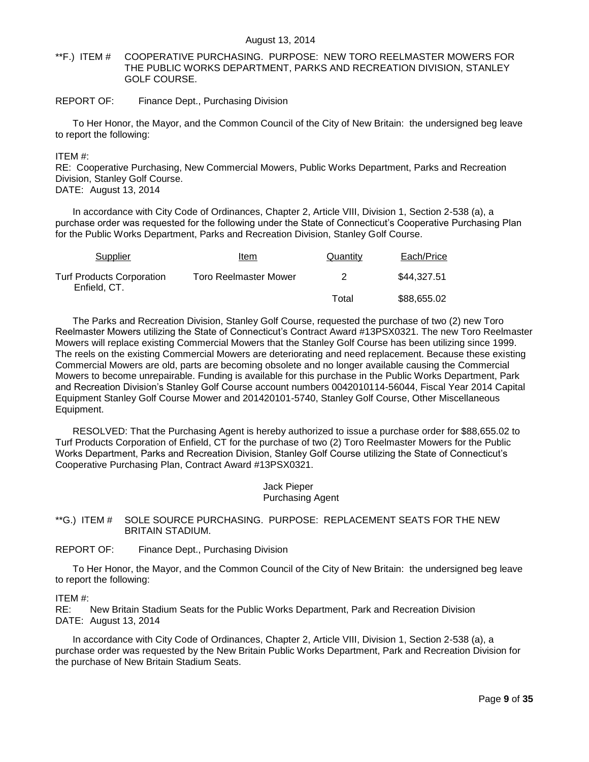**F.) ITEM # COOPERATIVE PURCHASING. PURPOSE: NEW TORO REELMASTER MOWERS FOR THE PUBLIC WORKS DEPARTMENT, PARKS AND RECREATION DIVISION, STANLEY GOLF COURSE.

REPORT OF: Finance Dept., Purchasing Division

To Her Honor, the Mayor, and the Common Council of the City of New Britain: the undersigned beg leave to report the following:

ITEM #:
RE: Cooperative Purchasing, New Commercial Mowers, Public Works Department, Parks and Recreation Division, Stanley Golf Course.
DATE: August 13, 2014

In accordance with City Code of Ordinances, Chapter 2, Article VIII, Division 1, Section 2-538 (a), a purchase order was requested for the following under the State of Connecticut's Cooperative Purchasing Plan for the Public Works Department, Parks and Recreation Division, Stanley Golf Course.

| Supplier | Item | Quantity | Each/Price |
|---|---|---|---|
| Turf Products Corporation Enfield, CT. | Toro Reelmaster Mower | 2 | $44,327.51 |
| | | Total | $88,655.02 |

The Parks and Recreation Division, Stanley Golf Course, requested the purchase of two (2) new Toro Reelmaster Mowers utilizing the State of Connecticut's Contract Award #13PSX0321. The new Toro Reelmaster Mowers will replace existing Commercial Mowers that the Stanley Golf Course has been utilizing since 1999. The reels on the existing Commercial Mowers are deteriorating and need replacement. Because these existing Commercial Mowers are old, parts are becoming obsolete and no longer available causing the Commercial Mowers to become unrepairable. Funding is available for this purchase in the Public Works Department, Park and Recreation Division's Stanley Golf Course account numbers 0042010114-56044, Fiscal Year 2014 Capital Equipment Stanley Golf Course Mower and 201420101-5740, Stanley Golf Course, Other Miscellaneous Equipment.

RESOLVED: That the Purchasing Agent is hereby authorized to issue a purchase order for $88,655.02 to Turf Products Corporation of Enfield, CT for the purchase of two (2) Toro Reelmaster Mowers for the Public Works Department, Parks and Recreation Division, Stanley Golf Course utilizing the State of Connecticut's Cooperative Purchasing Plan, Contract Award #13PSX0321.

Jack Pieper
Purchasing Agent

**G.) ITEM # SOLE SOURCE PURCHASING. PURPOSE: REPLACEMENT SEATS FOR THE NEW BRITAIN STADIUM.

REPORT OF: Finance Dept., Purchasing Division

To Her Honor, the Mayor, and the Common Council of the City of New Britain: the undersigned beg leave to report the following:

ITEM #:
RE: New Britain Stadium Seats for the Public Works Department, Park and Recreation Division
DATE: August 13, 2014

In accordance with City Code of Ordinances, Chapter 2, Article VIII, Division 1, Section 2-538 (a), a purchase order was requested by the New Britain Public Works Department, Park and Recreation Division for the purchase of New Britain Stadium Seats.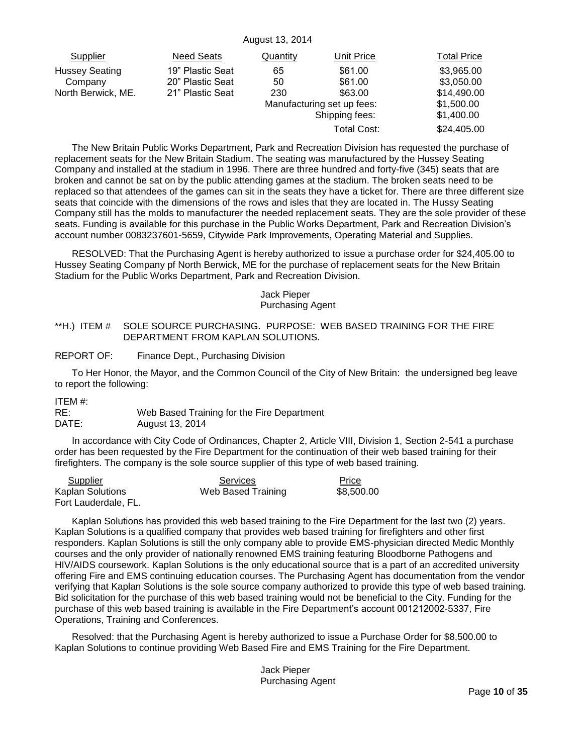August 13, 2014

| Supplier | Need Seats | Quantity | Unit Price | Total Price |
|---|---|---|---|---|
| Hussey Seating Company North Berwick, ME. | 19" Plastic Seat | 65 | $61.00 | $3,965.00 |
| | 20" Plastic Seat | 50 | $61.00 | $3,050.00 |
| | 21" Plastic Seat | 230 | $63.00 | $14,490.00 |
| | | | Manufacturing set up fees: | $1,500.00 |
| | | | Shipping fees: | $1,400.00 |
| | | | Total Cost: | $24,405.00 |

The New Britain Public Works Department, Park and Recreation Division has requested the purchase of replacement seats for the New Britain Stadium. The seating was manufactured by the Hussey Seating Company and installed at the stadium in 1996. There are three hundred and forty-five (345) seats that are broken and cannot be sat on by the public attending games at the stadium. The broken seats need to be replaced so that attendees of the games can sit in the seats they have a ticket for. There are three different size seats that coincide with the dimensions of the rows and isles that they are located in. The Hussy Seating Company still has the molds to manufacturer the needed replacement seats. They are the sole provider of these seats. Funding is available for this purchase in the Public Works Department, Park and Recreation Division's account number 0083237601-5659, Citywide Park Improvements, Operating Material and Supplies.

RESOLVED: That the Purchasing Agent is hereby authorized to issue a purchase order for $24,405.00 to Hussey Seating Company pf North Berwick, ME for the purchase of replacement seats for the New Britain Stadium for the Public Works Department, Park and Recreation Division.

Jack Pieper
Purchasing Agent

**H.) ITEM # SOLE SOURCE PURCHASING. PURPOSE: WEB BASED TRAINING FOR THE FIRE DEPARTMENT FROM KAPLAN SOLUTIONS.

REPORT OF: Finance Dept., Purchasing Division

To Her Honor, the Mayor, and the Common Council of the City of New Britain: the undersigned beg leave to report the following:

ITEM #:
RE: Web Based Training for the Fire Department
DATE: August 13, 2014

In accordance with City Code of Ordinances, Chapter 2, Article VIII, Division 1, Section 2-541 a purchase order has been requested by the Fire Department for the continuation of their web based training for their firefighters. The company is the sole source supplier of this type of web based training.

| Supplier | Services | Price |
|---|---|---|
| Kaplan Solutions Fort Lauderdale, FL. | Web Based Training | $8,500.00 |

Kaplan Solutions has provided this web based training to the Fire Department for the last two (2) years. Kaplan Solutions is a qualified company that provides web based training for firefighters and other first responders. Kaplan Solutions is still the only company able to provide EMS-physician directed Medic Monthly courses and the only provider of nationally renowned EMS training featuring Bloodborne Pathogens and HIV/AIDS coursework. Kaplan Solutions is the only educational source that is a part of an accredited university offering Fire and EMS continuing education courses. The Purchasing Agent has documentation from the vendor verifying that Kaplan Solutions is the sole source company authorized to provide this type of web based training. Bid solicitation for the purchase of this web based training would not be beneficial to the City. Funding for the purchase of this web based training is available in the Fire Department's account 001212002-5337, Fire Operations, Training and Conferences.

Resolved: that the Purchasing Agent is hereby authorized to issue a Purchase Order for $8,500.00 to Kaplan Solutions to continue providing Web Based Fire and EMS Training for the Fire Department.

Jack Pieper
Purchasing Agent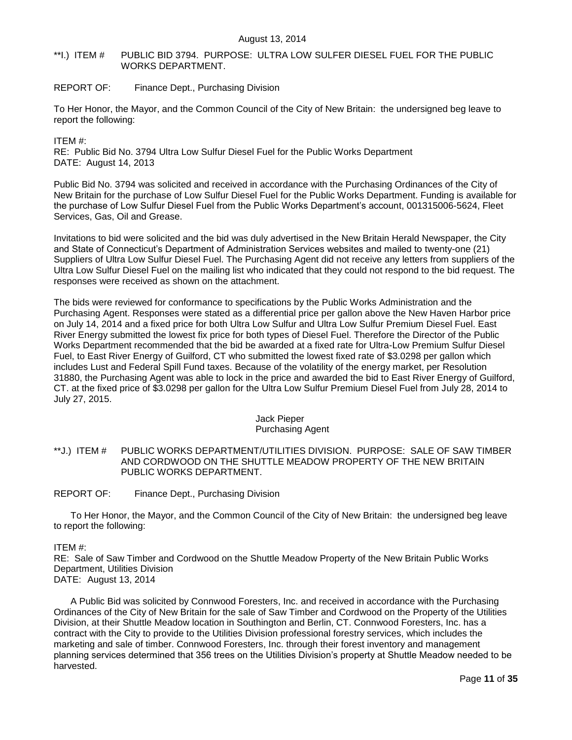August 13, 2014

**I.) ITEM # PUBLIC BID 3794. PURPOSE: ULTRA LOW SULFER DIESEL FUEL FOR THE PUBLIC WORKS DEPARTMENT.

REPORT OF: Finance Dept., Purchasing Division

To Her Honor, the Mayor, and the Common Council of the City of New Britain: the undersigned beg leave to report the following:

ITEM #:
RE: Public Bid No. 3794 Ultra Low Sulfur Diesel Fuel for the Public Works Department
DATE: August 14, 2013

Public Bid No. 3794 was solicited and received in accordance with the Purchasing Ordinances of the City of New Britain for the purchase of Low Sulfur Diesel Fuel for the Public Works Department. Funding is available for the purchase of Low Sulfur Diesel Fuel from the Public Works Department's account, 001315006-5624, Fleet Services, Gas, Oil and Grease.

Invitations to bid were solicited and the bid was duly advertised in the New Britain Herald Newspaper, the City and State of Connecticut's Department of Administration Services websites and mailed to twenty-one (21) Suppliers of Ultra Low Sulfur Diesel Fuel. The Purchasing Agent did not receive any letters from suppliers of the Ultra Low Sulfur Diesel Fuel on the mailing list who indicated that they could not respond to the bid request. The responses were received as shown on the attachment.

The bids were reviewed for conformance to specifications by the Public Works Administration and the Purchasing Agent. Responses were stated as a differential price per gallon above the New Haven Harbor price on July 14, 2014 and a fixed price for both Ultra Low Sulfur and Ultra Low Sulfur Premium Diesel Fuel. East River Energy submitted the lowest fix price for both types of Diesel Fuel. Therefore the Director of the Public Works Department recommended that the bid be awarded at a fixed rate for Ultra-Low Premium Sulfur Diesel Fuel, to East River Energy of Guilford, CT who submitted the lowest fixed rate of $3.0298 per gallon which includes Lust and Federal Spill Fund taxes. Because of the volatility of the energy market, per Resolution 31880, the Purchasing Agent was able to lock in the price and awarded the bid to East River Energy of Guilford, CT. at the fixed price of $3.0298 per gallon for the Ultra Low Sulfur Premium Diesel Fuel from July 28, 2014 to July 27, 2015.

Jack Pieper
Purchasing Agent

**J.) ITEM # PUBLIC WORKS DEPARTMENT/UTILITIES DIVISION. PURPOSE: SALE OF SAW TIMBER AND CORDWOOD ON THE SHUTTLE MEADOW PROPERTY OF THE NEW BRITAIN PUBLIC WORKS DEPARTMENT.

REPORT OF: Finance Dept., Purchasing Division

To Her Honor, the Mayor, and the Common Council of the City of New Britain: the undersigned beg leave to report the following:

ITEM #:
RE: Sale of Saw Timber and Cordwood on the Shuttle Meadow Property of the New Britain Public Works Department, Utilities Division
DATE: August 13, 2014

A Public Bid was solicited by Connwood Foresters, Inc. and received in accordance with the Purchasing Ordinances of the City of New Britain for the sale of Saw Timber and Cordwood on the Property of the Utilities Division, at their Shuttle Meadow location in Southington and Berlin, CT. Connwood Foresters, Inc. has a contract with the City to provide to the Utilities Division professional forestry services, which includes the marketing and sale of timber. Connwood Foresters, Inc. through their forest inventory and management planning services determined that 356 trees on the Utilities Division's property at Shuttle Meadow needed to be harvested.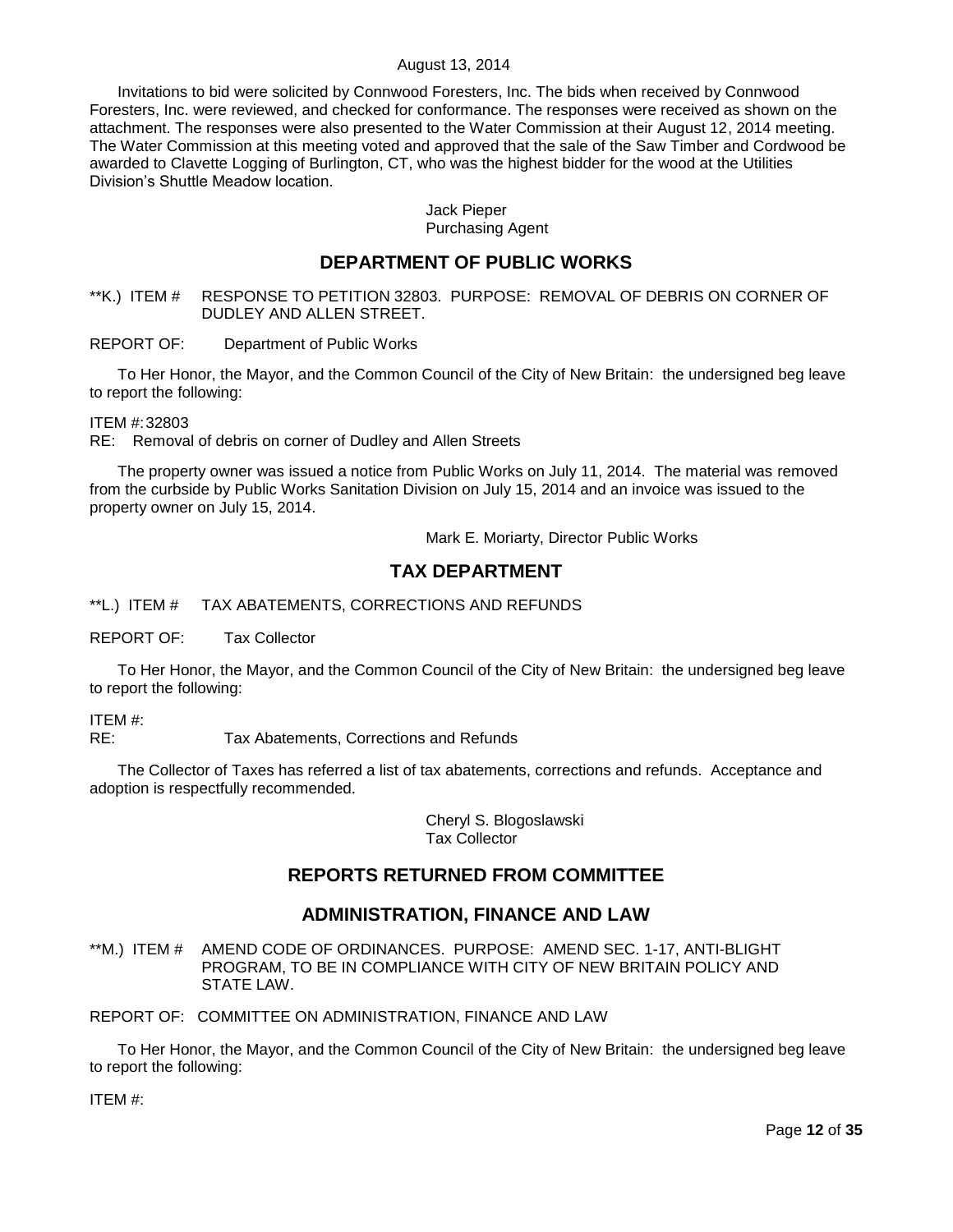August 13, 2014

Invitations to bid were solicited by Connwood Foresters, Inc. The bids when received by Connwood Foresters, Inc. were reviewed, and checked for conformance. The responses were received as shown on the attachment. The responses were also presented to the Water Commission at their August 12, 2014 meeting. The Water Commission at this meeting voted and approved that the sale of the Saw Timber and Cordwood be awarded to Clavette Logging of Burlington, CT, who was the highest bidder for the wood at the Utilities Division's Shuttle Meadow location.

Jack Pieper
Purchasing Agent

## DEPARTMENT OF PUBLIC WORKS

**K.) ITEM # RESPONSE TO PETITION 32803. PURPOSE: REMOVAL OF DEBRIS ON CORNER OF DUDLEY AND ALLEN STREET.

REPORT OF: Department of Public Works

To Her Honor, the Mayor, and the Common Council of the City of New Britain: the undersigned beg leave to report the following:

ITEM #: 32803
RE: Removal of debris on corner of Dudley and Allen Streets

The property owner was issued a notice from Public Works on July 11, 2014. The material was removed from the curbside by Public Works Sanitation Division on July 15, 2014 and an invoice was issued to the property owner on July 15, 2014.

Mark E. Moriarty, Director Public Works

## TAX DEPARTMENT

**L.) ITEM # TAX ABATEMENTS, CORRECTIONS AND REFUNDS

REPORT OF: Tax Collector

To Her Honor, the Mayor, and the Common Council of the City of New Britain: the undersigned beg leave to report the following:

ITEM #:
RE: Tax Abatements, Corrections and Refunds

The Collector of Taxes has referred a list of tax abatements, corrections and refunds. Acceptance and adoption is respectfully recommended.

Cheryl S. Blogoslawski
Tax Collector

## REPORTS RETURNED FROM COMMITTEE

## ADMINISTRATION, FINANCE AND LAW

**M.) ITEM # AMEND CODE OF ORDINANCES. PURPOSE: AMEND SEC. 1-17, ANTI-BLIGHT PROGRAM, TO BE IN COMPLIANCE WITH CITY OF NEW BRITAIN POLICY AND STATE LAW.

REPORT OF: COMMITTEE ON ADMINISTRATION, FINANCE AND LAW

To Her Honor, the Mayor, and the Common Council of the City of New Britain: the undersigned beg leave to report the following:

ITEM #: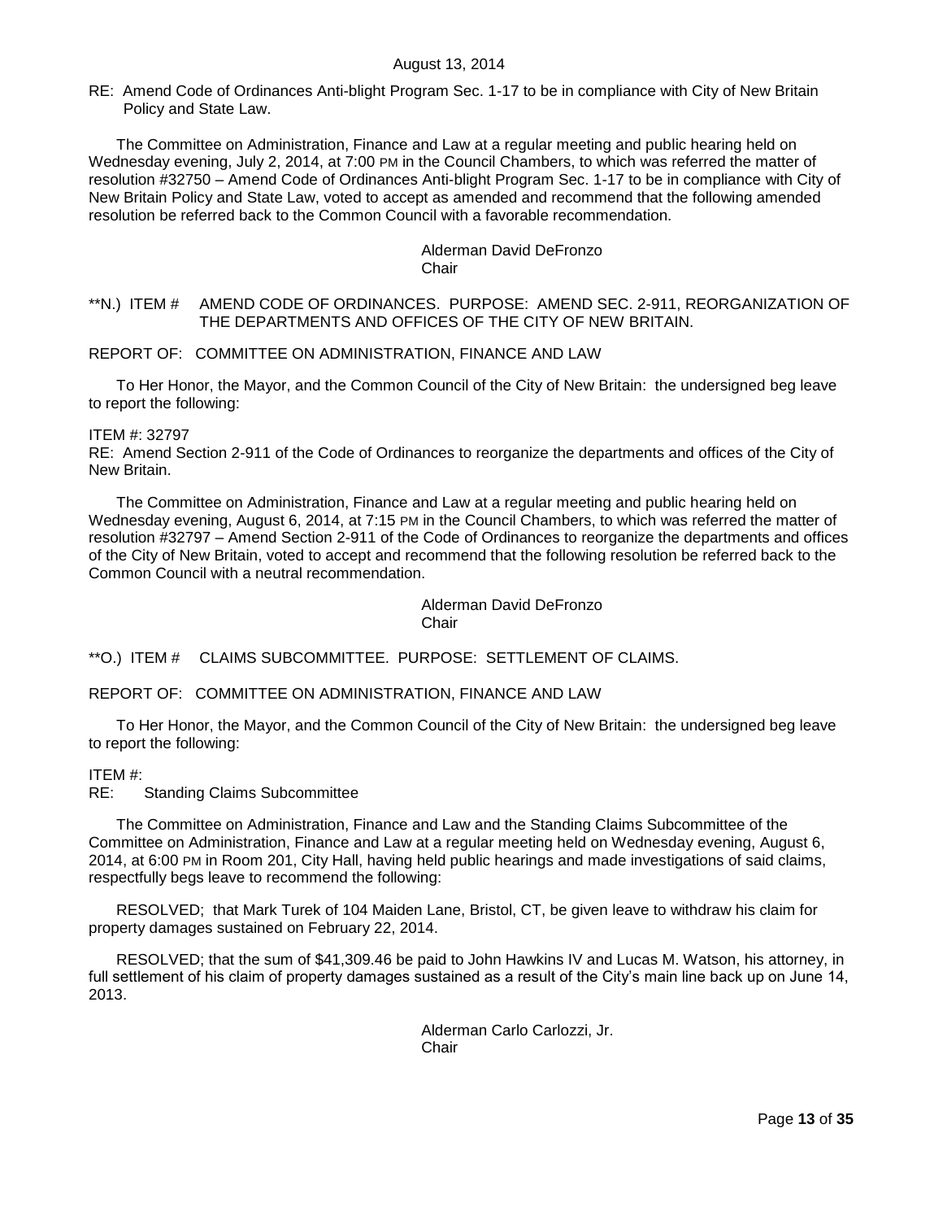August 13, 2014

RE: Amend Code of Ordinances Anti-blight Program Sec. 1-17 to be in compliance with City of New Britain Policy and State Law.

The Committee on Administration, Finance and Law at a regular meeting and public hearing held on Wednesday evening, July 2, 2014, at 7:00 PM in the Council Chambers, to which was referred the matter of resolution #32750 – Amend Code of Ordinances Anti-blight Program Sec. 1-17 to be in compliance with City of New Britain Policy and State Law, voted to accept as amended and recommend that the following amended resolution be referred back to the Common Council with a favorable recommendation.

Alderman David DeFronzo
Chair

**N.) ITEM # AMEND CODE OF ORDINANCES. PURPOSE: AMEND SEC. 2-911, REORGANIZATION OF THE DEPARTMENTS AND OFFICES OF THE CITY OF NEW BRITAIN.

REPORT OF: COMMITTEE ON ADMINISTRATION, FINANCE AND LAW

To Her Honor, the Mayor, and the Common Council of the City of New Britain: the undersigned beg leave to report the following:

ITEM #: 32797
RE: Amend Section 2-911 of the Code of Ordinances to reorganize the departments and offices of the City of New Britain.

The Committee on Administration, Finance and Law at a regular meeting and public hearing held on Wednesday evening, August 6, 2014, at 7:15 PM in the Council Chambers, to which was referred the matter of resolution #32797 – Amend Section 2-911 of the Code of Ordinances to reorganize the departments and offices of the City of New Britain, voted to accept and recommend that the following resolution be referred back to the Common Council with a neutral recommendation.

Alderman David DeFronzo
Chair

**O.) ITEM # CLAIMS SUBCOMMITTEE. PURPOSE: SETTLEMENT OF CLAIMS.

REPORT OF: COMMITTEE ON ADMINISTRATION, FINANCE AND LAW

To Her Honor, the Mayor, and the Common Council of the City of New Britain: the undersigned beg leave to report the following:

ITEM #:
RE: Standing Claims Subcommittee

The Committee on Administration, Finance and Law and the Standing Claims Subcommittee of the Committee on Administration, Finance and Law at a regular meeting held on Wednesday evening, August 6, 2014, at 6:00 PM in Room 201, City Hall, having held public hearings and made investigations of said claims, respectfully begs leave to recommend the following:

RESOLVED; that Mark Turek of 104 Maiden Lane, Bristol, CT, be given leave to withdraw his claim for property damages sustained on February 22, 2014.

RESOLVED; that the sum of $41,309.46 be paid to John Hawkins IV and Lucas M. Watson, his attorney, in full settlement of his claim of property damages sustained as a result of the City's main line back up on June 14, 2013.

Alderman Carlo Carlozzi, Jr.
Chair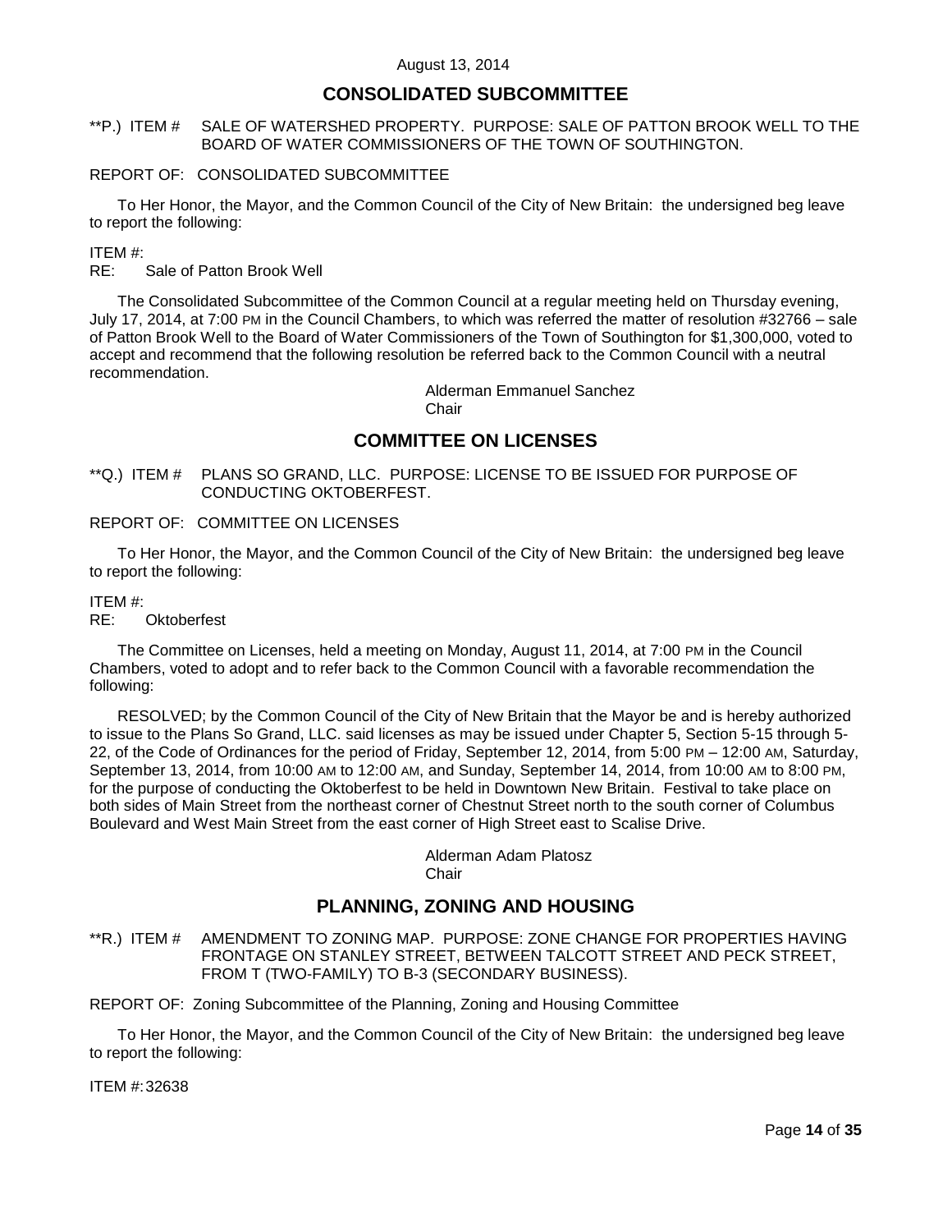August 13, 2014

## CONSOLIDATED SUBCOMMITTEE

**P.) ITEM # SALE OF WATERSHED PROPERTY. PURPOSE: SALE OF PATTON BROOK WELL TO THE BOARD OF WATER COMMISSIONERS OF THE TOWN OF SOUTHINGTON.

REPORT OF: CONSOLIDATED SUBCOMMITTEE

To Her Honor, the Mayor, and the Common Council of the City of New Britain: the undersigned beg leave to report the following:

ITEM #:
RE: Sale of Patton Brook Well

The Consolidated Subcommittee of the Common Council at a regular meeting held on Thursday evening, July 17, 2014, at 7:00 PM in the Council Chambers, to which was referred the matter of resolution #32766 – sale of Patton Brook Well to the Board of Water Commissioners of the Town of Southington for $1,300,000, voted to accept and recommend that the following resolution be referred back to the Common Council with a neutral recommendation.

Alderman Emmanuel Sanchez
Chair

## COMMITTEE ON LICENSES

**Q.) ITEM # PLANS SO GRAND, LLC. PURPOSE: LICENSE TO BE ISSUED FOR PURPOSE OF CONDUCTING OKTOBERFEST.

REPORT OF: COMMITTEE ON LICENSES

To Her Honor, the Mayor, and the Common Council of the City of New Britain: the undersigned beg leave to report the following:

ITEM #:
RE: Oktoberfest

The Committee on Licenses, held a meeting on Monday, August 11, 2014, at 7:00 PM in the Council Chambers, voted to adopt and to refer back to the Common Council with a favorable recommendation the following:

RESOLVED; by the Common Council of the City of New Britain that the Mayor be and is hereby authorized to issue to the Plans So Grand, LLC. said licenses as may be issued under Chapter 5, Section 5-15 through 5-22, of the Code of Ordinances for the period of Friday, September 12, 2014, from 5:00 PM – 12:00 AM, Saturday, September 13, 2014, from 10:00 AM to 12:00 AM, and Sunday, September 14, 2014, from 10:00 AM to 8:00 PM, for the purpose of conducting the Oktoberfest to be held in Downtown New Britain. Festival to take place on both sides of Main Street from the northeast corner of Chestnut Street north to the south corner of Columbus Boulevard and West Main Street from the east corner of High Street east to Scalise Drive.

Alderman Adam Platosz
Chair

## PLANNING, ZONING AND HOUSING

**R.) ITEM # AMENDMENT TO ZONING MAP. PURPOSE: ZONE CHANGE FOR PROPERTIES HAVING FRONTAGE ON STANLEY STREET, BETWEEN TALCOTT STREET AND PECK STREET, FROM T (TWO-FAMILY) TO B-3 (SECONDARY BUSINESS).

REPORT OF: Zoning Subcommittee of the Planning, Zoning and Housing Committee

To Her Honor, the Mayor, and the Common Council of the City of New Britain: the undersigned beg leave to report the following:

ITEM #: 32638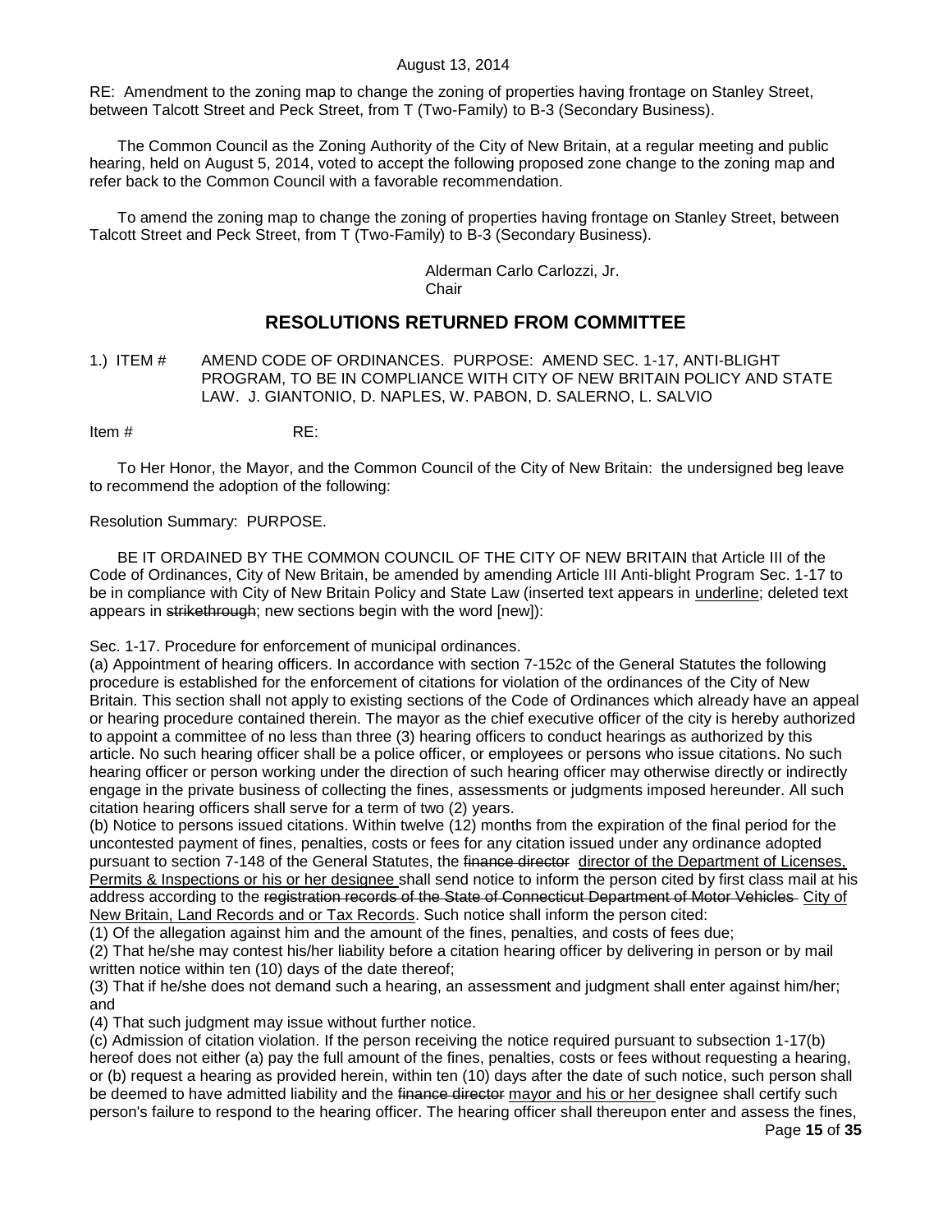August 13, 2014

RE: Amendment to the zoning map to change the zoning of properties having frontage on Stanley Street, between Talcott Street and Peck Street, from T (Two-Family) to B-3 (Secondary Business).

The Common Council as the Zoning Authority of the City of New Britain, at a regular meeting and public hearing, held on August 5, 2014, voted to accept the following proposed zone change to the zoning map and refer back to the Common Council with a favorable recommendation.

To amend the zoning map to change the zoning of properties having frontage on Stanley Street, between Talcott Street and Peck Street, from T (Two-Family) to B-3 (Secondary Business).

Alderman Carlo Carlozzi, Jr.
Chair

## RESOLUTIONS RETURNED FROM COMMITTEE

1.) ITEM # AMEND CODE OF ORDINANCES. PURPOSE: AMEND SEC. 1-17, ANTI-BLIGHT PROGRAM, TO BE IN COMPLIANCE WITH CITY OF NEW BRITAIN POLICY AND STATE LAW. J. GIANTONIO, D. NAPLES, W. PABON, D. SALERNO, L. SALVIO

Item # RE:

To Her Honor, the Mayor, and the Common Council of the City of New Britain: the undersigned beg leave to recommend the adoption of the following:

Resolution Summary: PURPOSE.

BE IT ORDAINED BY THE COMMON COUNCIL OF THE CITY OF NEW BRITAIN that Article III of the Code of Ordinances, City of New Britain, be amended by amending Article III Anti-blight Program Sec. 1-17 to be in compliance with City of New Britain Policy and State Law (inserted text appears in <u>underline</u>; deleted text appears in ~~strikethrough~~; new sections begin with the word [new]):

Sec. 1-17. Procedure for enforcement of municipal ordinances.

(a) Appointment of hearing officers. In accordance with section 7-152c of the General Statutes the following procedure is established for the enforcement of citations for violation of the ordinances of the City of New Britain. This section shall not apply to existing sections of the Code of Ordinances which already have an appeal or hearing procedure contained therein. The mayor as the chief executive officer of the city is hereby authorized to appoint a committee of no less than three (3) hearing officers to conduct hearings as authorized by this article. No such hearing officer shall be a police officer, or employees or persons who issue citations. No such hearing officer or person working under the direction of such hearing officer may otherwise directly or indirectly engage in the private business of collecting the fines, assessments or judgments imposed hereunder. All such citation hearing officers shall serve for a term of two (2) years.

(b) Notice to persons issued citations. Within twelve (12) months from the expiration of the final period for the uncontested payment of fines, penalties, costs or fees for any citation issued under any ordinance adopted pursuant to section 7-148 of the General Statutes, the ~~finance director~~ <u>director of the Department of Licenses, Permits & Inspections or his or her designee</u> shall send notice to inform the person cited by first class mail at his address according to the ~~registration records of the State of Connecticut Department of Motor Vehicles~~ <u>City of New Britain, Land Records and or Tax Records</u>. Such notice shall inform the person cited:

(1) Of the allegation against him and the amount of the fines, penalties, and costs of fees due;

(2) That he/she may contest his/her liability before a citation hearing officer by delivering in person or by mail written notice within ten (10) days of the date thereof;

(3) That if he/she does not demand such a hearing, an assessment and judgment shall enter against him/her; and

(4) That such judgment may issue without further notice.

(c) Admission of citation violation. If the person receiving the notice required pursuant to subsection 1-17(b) hereof does not either (a) pay the full amount of the fines, penalties, costs or fees without requesting a hearing, or (b) request a hearing as provided herein, within ten (10) days after the date of such notice, such person shall be deemed to have admitted liability and the ~~finance director~~ <u>mayor and his or her</u> designee shall certify such person's failure to respond to the hearing officer. The hearing officer shall thereupon enter and assess the fines,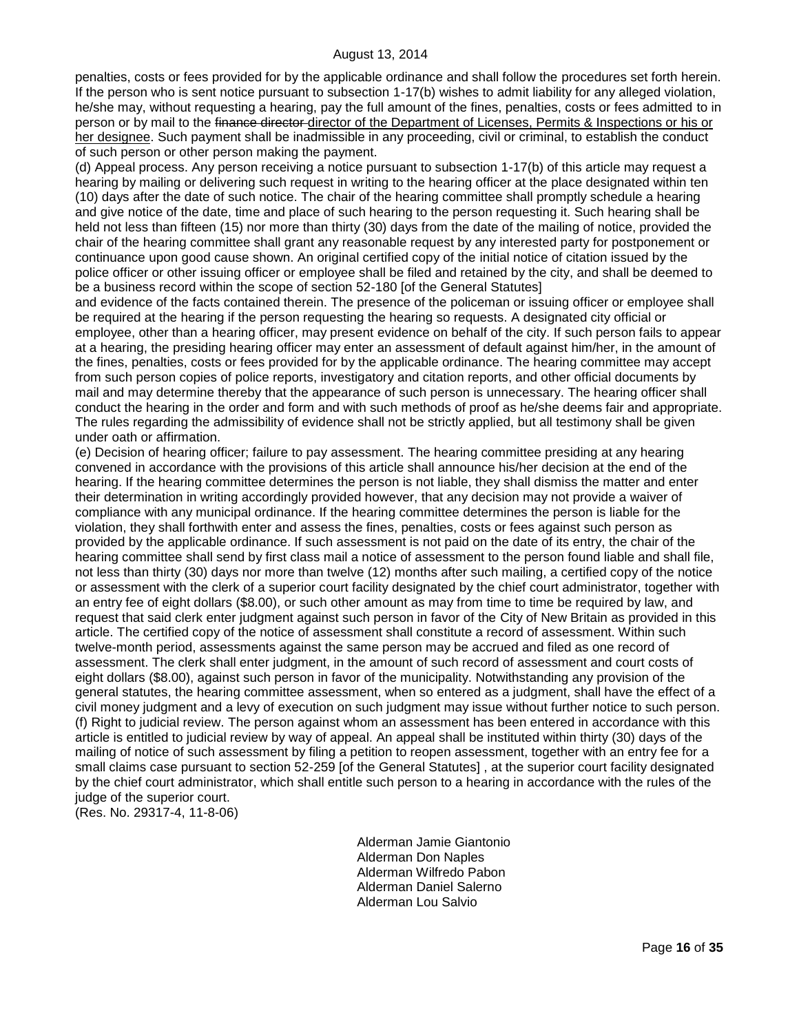penalties, costs or fees provided for by the applicable ordinance and shall follow the procedures set forth herein. If the person who is sent notice pursuant to subsection 1-17(b) wishes to admit liability for any alleged violation, he/she may, without requesting a hearing, pay the full amount of the fines, penalties, costs or fees admitted to in person or by mail to the ~~finance director~~ <u>director of the Department of Licenses, Permits & Inspections or his or her designee</u>. Such payment shall be inadmissible in any proceeding, civil or criminal, to establish the conduct of such person or other person making the payment.

(d) Appeal process. Any person receiving a notice pursuant to subsection 1-17(b) of this article may request a hearing by mailing or delivering such request in writing to the hearing officer at the place designated within ten (10) days after the date of such notice. The chair of the hearing committee shall promptly schedule a hearing and give notice of the date, time and place of such hearing to the person requesting it. Such hearing shall be held not less than fifteen (15) nor more than thirty (30) days from the date of the mailing of notice, provided the chair of the hearing committee shall grant any reasonable request by any interested party for postponement or continuance upon good cause shown. An original certified copy of the initial notice of citation issued by the police officer or other issuing officer or employee shall be filed and retained by the city, and shall be deemed to be a business record within the scope of section 52-180 [of the General Statutes] and evidence of the facts contained therein. The presence of the policeman or issuing officer or employee shall be required at the hearing if the person requesting the hearing so requests. A designated city official or employee, other than a hearing officer, may present evidence on behalf of the city. If such person fails to appear at a hearing, the presiding hearing officer may enter an assessment of default against him/her, in the amount of the fines, penalties, costs or fees provided for by the applicable ordinance. The hearing committee may accept from such person copies of police reports, investigatory and citation reports, and other official documents by mail and may determine thereby that the appearance of such person is unnecessary. The hearing officer shall conduct the hearing in the order and form and with such methods of proof as he/she deems fair and appropriate. The rules regarding the admissibility of evidence shall not be strictly applied, but all testimony shall be given under oath or affirmation.

(e) Decision of hearing officer; failure to pay assessment. The hearing committee presiding at any hearing convened in accordance with the provisions of this article shall announce his/her decision at the end of the hearing. If the hearing committee determines the person is not liable, they shall dismiss the matter and enter their determination in writing accordingly provided however, that any decision may not provide a waiver of compliance with any municipal ordinance. If the hearing committee determines the person is liable for the violation, they shall forthwith enter and assess the fines, penalties, costs or fees against such person as provided by the applicable ordinance. If such assessment is not paid on the date of its entry, the chair of the hearing committee shall send by first class mail a notice of assessment to the person found liable and shall file, not less than thirty (30) days nor more than twelve (12) months after such mailing, a certified copy of the notice or assessment with the clerk of a superior court facility designated by the chief court administrator, together with an entry fee of eight dollars ($8.00), or such other amount as may from time to time be required by law, and request that said clerk enter judgment against such person in favor of the City of New Britain as provided in this article. The certified copy of the notice of assessment shall constitute a record of assessment. Within such twelve-month period, assessments against the same person may be accrued and filed as one record of assessment. The clerk shall enter judgment, in the amount of such record of assessment and court costs of eight dollars ($8.00), against such person in favor of the municipality. Notwithstanding any provision of the general statutes, the hearing committee assessment, when so entered as a judgment, shall have the effect of a civil money judgment and a levy of execution on such judgment may issue without further notice to such person.

(f) Right to judicial review. The person against whom an assessment has been entered in accordance with this article is entitled to judicial review by way of appeal. An appeal shall be instituted within thirty (30) days of the mailing of notice of such assessment by filing a petition to reopen assessment, together with an entry fee for a small claims case pursuant to section 52-259 [of the General Statutes] , at the superior court facility designated by the chief court administrator, which shall entitle such person to a hearing in accordance with the rules of the judge of the superior court.

(Res. No. 29317-4, 11-8-06)

Alderman Jamie Giantonio
Alderman Don Naples
Alderman Wilfredo Pabon
Alderman Daniel Salerno
Alderman Lou Salvio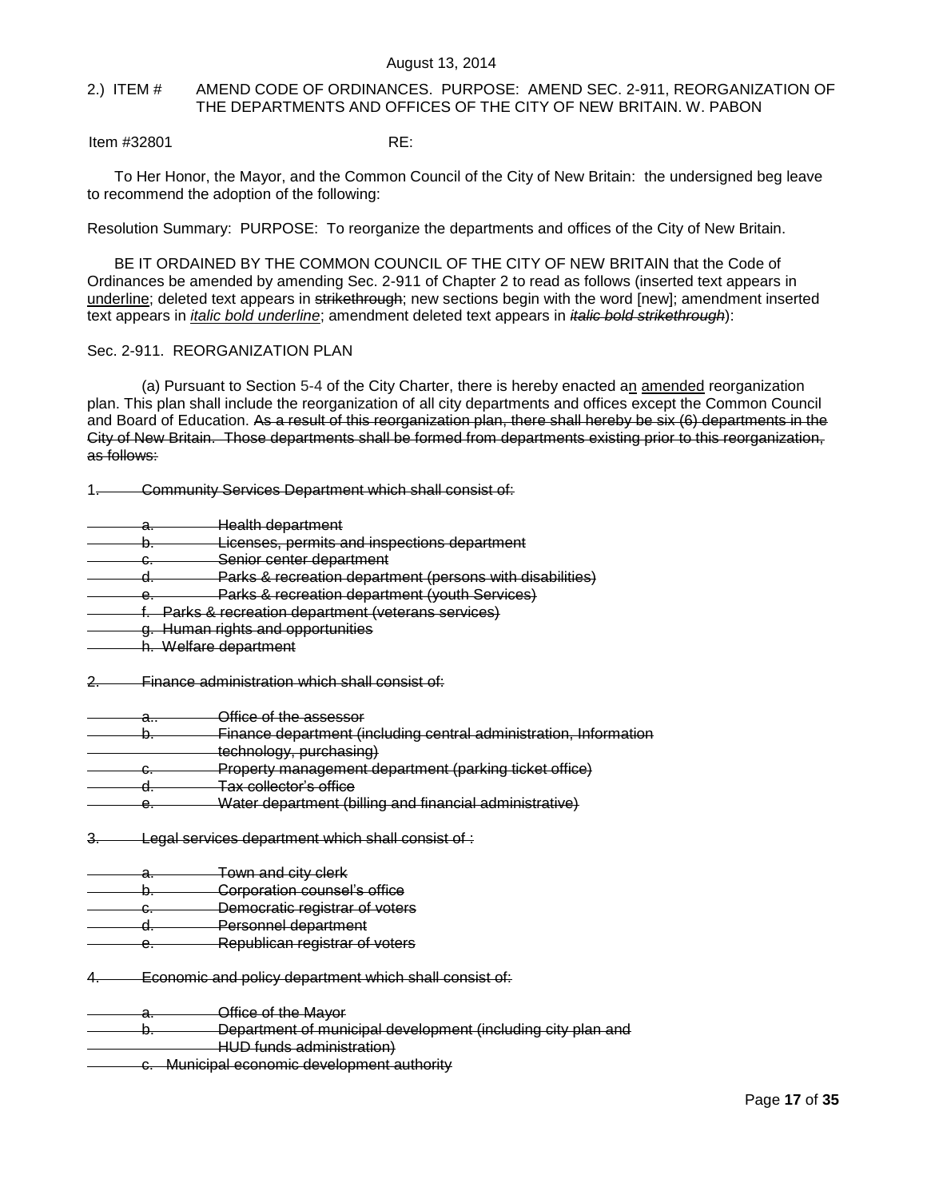August 13, 2014

2.) ITEM # AMEND CODE OF ORDINANCES. PURPOSE: AMEND SEC. 2-911, REORGANIZATION OF THE DEPARTMENTS AND OFFICES OF THE CITY OF NEW BRITAIN. W. PABON

Item #32801 RE:

To Her Honor, the Mayor, and the Common Council of the City of New Britain: the undersigned beg leave to recommend the adoption of the following:

Resolution Summary: PURPOSE: To reorganize the departments and offices of the City of New Britain.

BE IT ORDAINED BY THE COMMON COUNCIL OF THE CITY OF NEW BRITAIN that the Code of Ordinances be amended by amending Sec. 2-911 of Chapter 2 to read as follows (inserted text appears in <u>underline</u>; deleted text appears in ~~strikethrough~~; new sections begin with the word [new]; amendment inserted text appears in ***<u>italic bold underline</u>***; amendment deleted text appears in ***~~italic bold strikethrough~~***):

Sec. 2-911. REORGANIZATION PLAN

(a) Pursuant to Section 5-4 of the City Charter, there is hereby enacted a<u>n</u> <u>amended</u> reorganization plan. This plan shall include the reorganization of all city departments and offices except the Common Council and Board of Education. ~~As a result of this reorganization plan, there shall hereby be six (6) departments in the City of New Britain. Those departments shall be formed from departments existing prior to this reorganization, as follows:~~

~~1. Community Services Department which shall consist of:~~

~~a. Health department~~
~~b. Licenses, permits and inspections department~~
~~c. Senior center department~~
~~d. Parks & recreation department (persons with disabilities)~~
~~e. Parks & recreation department (youth Services)~~
~~f. Parks & recreation department (veterans services)~~
~~g. Human rights and opportunities~~
~~h. Welfare department~~

~~2. Finance administration which shall consist of:~~

~~a.. Office of the assessor~~
~~b. Finance department (including central administration, Information technology, purchasing)~~
~~c. Property management department (parking ticket office)~~
~~d. Tax collector's office~~
~~e. Water department (billing and financial administrative)~~

~~3. Legal services department which shall consist of :~~

~~a. Town and city clerk~~
~~b. Corporation counsel's office~~
~~c. Democratic registrar of voters~~
~~d. Personnel department~~
~~e. Republican registrar of voters~~

~~4. Economic and policy department which shall consist of:~~

~~a. Office of the Mayor~~
~~b. Department of municipal development (including city plan and HUD funds administration)~~
~~c. Municipal economic development authority~~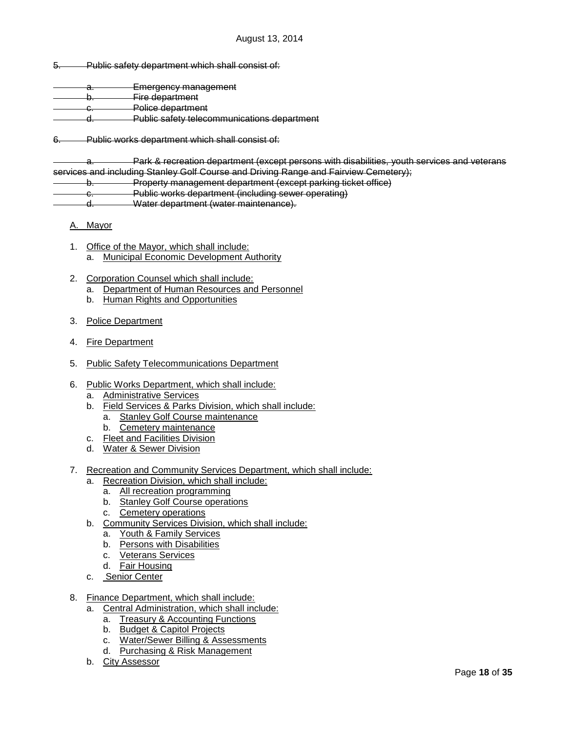August 13, 2014

~~5. Public safety department which shall consist of:~~

~~a. Emergency management~~
~~b. Fire department~~
~~c. Police department~~
~~d. Public safety telecommunications department~~

~~6. Public works department which shall consist of:~~

~~a. Park & recreation department (except persons with disabilities, youth services and veterans services and including Stanley Golf Course and Driving Range and Fairview Cemetery);~~
~~b. Property management department (except parking ticket office)~~
~~c. Public works department (including sewer operating)~~
~~d. Water department (water maintenance).~~

A. Mayor

1. Office of the Mayor, which shall include:
   a. Municipal Economic Development Authority

2. Corporation Counsel which shall include:
   a. Department of Human Resources and Personnel
   b. Human Rights and Opportunities

3. Police Department

4. Fire Department

5. Public Safety Telecommunications Department

6. Public Works Department, which shall include:
   a. Administrative Services
   b. Field Services & Parks Division, which shall include:
      a. Stanley Golf Course maintenance
      b. Cemetery maintenance
   c. Fleet and Facilities Division
   d. Water & Sewer Division

7. Recreation and Community Services Department, which shall include:
   a. Recreation Division, which shall include:
      a. All recreation programming
      b. Stanley Golf Course operations
      c. Cemetery operations
   b. Community Services Division, which shall include:
      a. Youth & Family Services
      b. Persons with Disabilities
      c. Veterans Services
      d. Fair Housing
   c. Senior Center

8. Finance Department, which shall include:
   a. Central Administration, which shall include:
      a. Treasury & Accounting Functions
      b. Budget & Capitol Projects
      c. Water/Sewer Billing & Assessments
      d. Purchasing & Risk Management
   b. City Assessor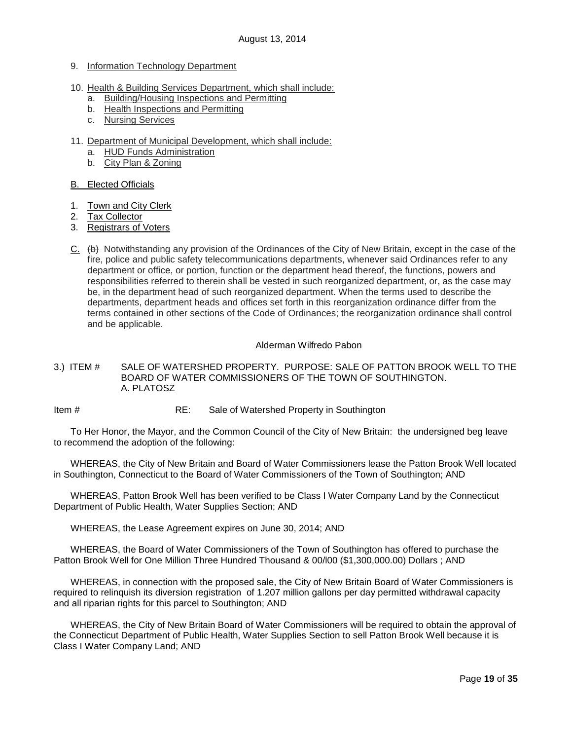9. Information Technology Department

10. Health & Building Services Department, which shall include:
    a. Building/Housing Inspections and Permitting
    b. Health Inspections and Permitting
    c. Nursing Services

11. Department of Municipal Development, which shall include:
    a. HUD Funds Administration
    b. City Plan & Zoning

B. Elected Officials

1. Town and City Clerk
2. Tax Collector
3. Registrars of Voters

C. ~~(b)~~ Notwithstanding any provision of the Ordinances of the City of New Britain, except in the case of the fire, police and public safety telecommunications departments, whenever said Ordinances refer to any department or office, or portion, function or the department head thereof, the functions, powers and responsibilities referred to therein shall be vested in such reorganized department, or, as the case may be, in the department head of such reorganized department. When the terms used to describe the departments, department heads and offices set forth in this reorganization ordinance differ from the terms contained in other sections of the Code of Ordinances; the reorganization ordinance shall control and be applicable.

Alderman Wilfredo Pabon

3.) ITEM # SALE OF WATERSHED PROPERTY. PURPOSE: SALE OF PATTON BROOK WELL TO THE BOARD OF WATER COMMISSIONERS OF THE TOWN OF SOUTHINGTON. A. PLATOSZ

Item # RE: Sale of Watershed Property in Southington

To Her Honor, the Mayor, and the Common Council of the City of New Britain: the undersigned beg leave to recommend the adoption of the following:

WHEREAS, the City of New Britain and Board of Water Commissioners lease the Patton Brook Well located in Southington, Connecticut to the Board of Water Commissioners of the Town of Southington; AND

WHEREAS, Patton Brook Well has been verified to be Class I Water Company Land by the Connecticut Department of Public Health, Water Supplies Section; AND

WHEREAS, the Lease Agreement expires on June 30, 2014; AND

WHEREAS, the Board of Water Commissioners of the Town of Southington has offered to purchase the Patton Brook Well for One Million Three Hundred Thousand & 00/l00 ($1,300,000.00) Dollars ; AND

WHEREAS, in connection with the proposed sale, the City of New Britain Board of Water Commissioners is required to relinquish its diversion registration of 1.207 million gallons per day permitted withdrawal capacity and all riparian rights for this parcel to Southington; AND

WHEREAS, the City of New Britain Board of Water Commissioners will be required to obtain the approval of the Connecticut Department of Public Health, Water Supplies Section to sell Patton Brook Well because it is Class I Water Company Land; AND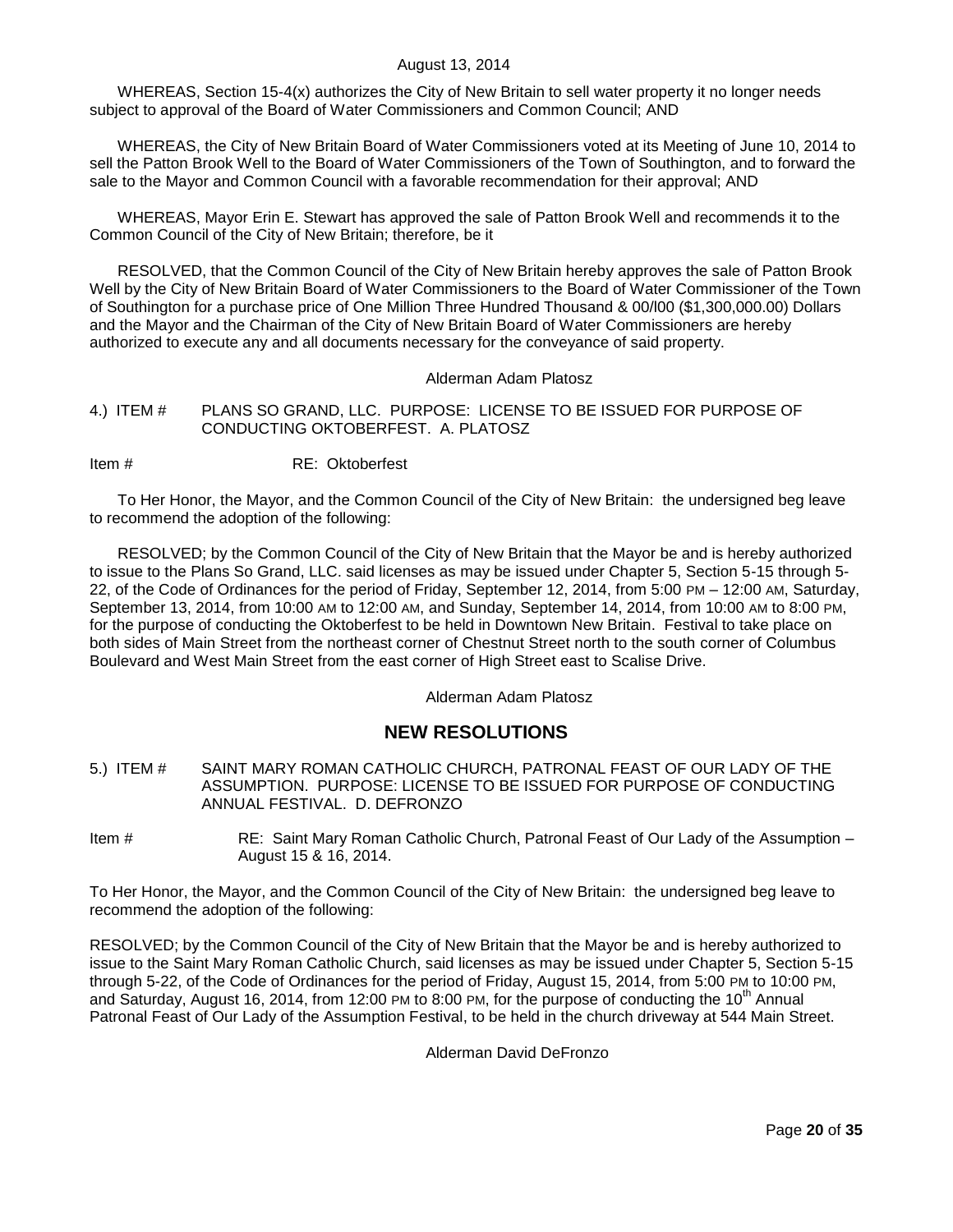WHEREAS, Section 15-4(x) authorizes the City of New Britain to sell water property it no longer needs subject to approval of the Board of Water Commissioners and Common Council; AND

WHEREAS, the City of New Britain Board of Water Commissioners voted at its Meeting of June 10, 2014 to sell the Patton Brook Well to the Board of Water Commissioners of the Town of Southington, and to forward the sale to the Mayor and Common Council with a favorable recommendation for their approval; AND

WHEREAS, Mayor Erin E. Stewart has approved the sale of Patton Brook Well and recommends it to the Common Council of the City of New Britain; therefore, be it

RESOLVED, that the Common Council of the City of New Britain hereby approves the sale of Patton Brook Well by the City of New Britain Board of Water Commissioners to the Board of Water Commissioner of the Town of Southington for a purchase price of One Million Three Hundred Thousand & 00/l00 ($1,300,000.00) Dollars and the Mayor and the Chairman of the City of New Britain Board of Water Commissioners are hereby authorized to execute any and all documents necessary for the conveyance of said property.

Alderman Adam Platosz

4.) ITEM # PLANS SO GRAND, LLC. PURPOSE: LICENSE TO BE ISSUED FOR PURPOSE OF CONDUCTING OKTOBERFEST. A. PLATOSZ

Item # RE: Oktoberfest

To Her Honor, the Mayor, and the Common Council of the City of New Britain: the undersigned beg leave to recommend the adoption of the following:

RESOLVED; by the Common Council of the City of New Britain that the Mayor be and is hereby authorized to issue to the Plans So Grand, LLC. said licenses as may be issued under Chapter 5, Section 5-15 through 5-22, of the Code of Ordinances for the period of Friday, September 12, 2014, from 5:00 PM – 12:00 AM, Saturday, September 13, 2014, from 10:00 AM to 12:00 AM, and Sunday, September 14, 2014, from 10:00 AM to 8:00 PM, for the purpose of conducting the Oktoberfest to be held in Downtown New Britain. Festival to take place on both sides of Main Street from the northeast corner of Chestnut Street north to the south corner of Columbus Boulevard and West Main Street from the east corner of High Street east to Scalise Drive.

Alderman Adam Platosz

## NEW RESOLUTIONS

5.) ITEM # SAINT MARY ROMAN CATHOLIC CHURCH, PATRONAL FEAST OF OUR LADY OF THE ASSUMPTION. PURPOSE: LICENSE TO BE ISSUED FOR PURPOSE OF CONDUCTING ANNUAL FESTIVAL. D. DEFRONZO

Item # RE: Saint Mary Roman Catholic Church, Patronal Feast of Our Lady of the Assumption – August 15 & 16, 2014.

To Her Honor, the Mayor, and the Common Council of the City of New Britain: the undersigned beg leave to recommend the adoption of the following:

RESOLVED; by the Common Council of the City of New Britain that the Mayor be and is hereby authorized to issue to the Saint Mary Roman Catholic Church, said licenses as may be issued under Chapter 5, Section 5-15 through 5-22, of the Code of Ordinances for the period of Friday, August 15, 2014, from 5:00 PM to 10:00 PM, and Saturday, August 16, 2014, from 12:00 PM to 8:00 PM, for the purpose of conducting the 10th Annual Patronal Feast of Our Lady of the Assumption Festival, to be held in the church driveway at 544 Main Street.

Alderman David DeFronzo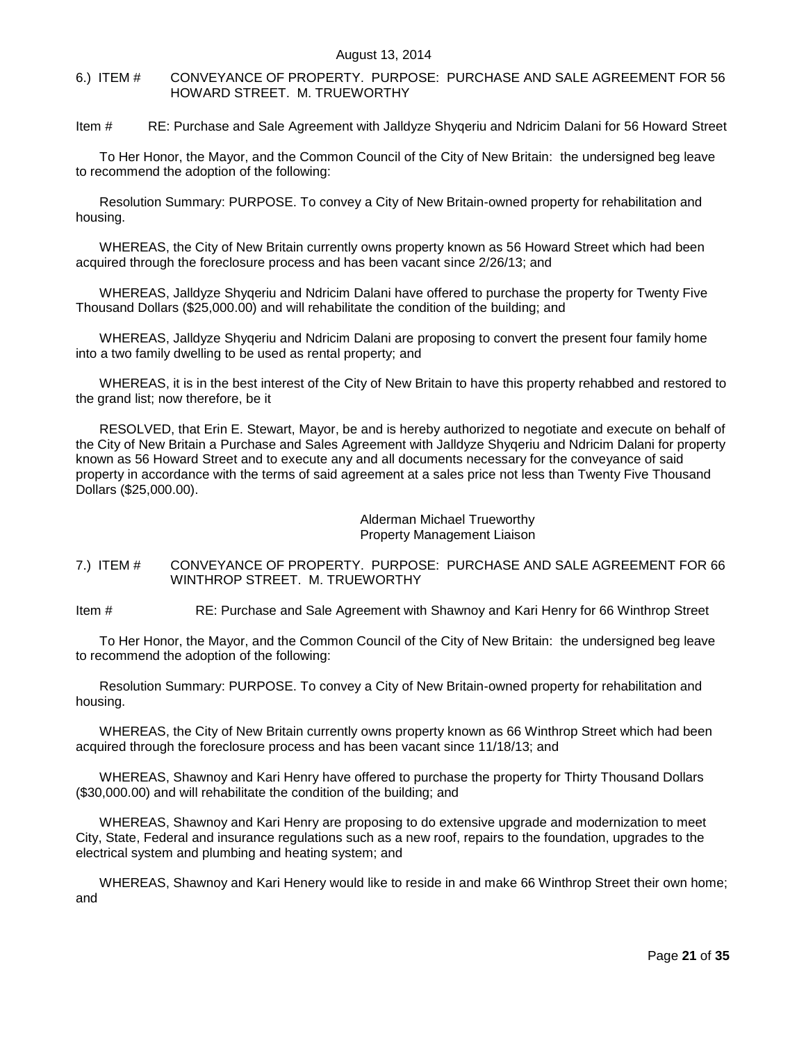6.) ITEM # CONVEYANCE OF PROPERTY. PURPOSE: PURCHASE AND SALE AGREEMENT FOR 56 HOWARD STREET. M. TRUEWORTHY

Item # RE: Purchase and Sale Agreement with Jalldyze Shyqeriu and Ndricim Dalani for 56 Howard Street

To Her Honor, the Mayor, and the Common Council of the City of New Britain: the undersigned beg leave to recommend the adoption of the following:

Resolution Summary: PURPOSE. To convey a City of New Britain-owned property for rehabilitation and housing.

WHEREAS, the City of New Britain currently owns property known as 56 Howard Street which had been acquired through the foreclosure process and has been vacant since 2/26/13; and

WHEREAS, Jalldyze Shyqeriu and Ndricim Dalani have offered to purchase the property for Twenty Five Thousand Dollars ($25,000.00) and will rehabilitate the condition of the building; and

WHEREAS, Jalldyze Shyqeriu and Ndricim Dalani are proposing to convert the present four family home into a two family dwelling to be used as rental property; and

WHEREAS, it is in the best interest of the City of New Britain to have this property rehabbed and restored to the grand list; now therefore, be it

RESOLVED, that Erin E. Stewart, Mayor, be and is hereby authorized to negotiate and execute on behalf of the City of New Britain a Purchase and Sales Agreement with Jalldyze Shyqeriu and Ndricim Dalani for property known as 56 Howard Street and to execute any and all documents necessary for the conveyance of said property in accordance with the terms of said agreement at a sales price not less than Twenty Five Thousand Dollars ($25,000.00).

Alderman Michael Trueworthy
Property Management Liaison

7.) ITEM # CONVEYANCE OF PROPERTY. PURPOSE: PURCHASE AND SALE AGREEMENT FOR 66 WINTHROP STREET. M. TRUEWORTHY

Item # RE: Purchase and Sale Agreement with Shawnoy and Kari Henry for 66 Winthrop Street

To Her Honor, the Mayor, and the Common Council of the City of New Britain: the undersigned beg leave to recommend the adoption of the following:

Resolution Summary: PURPOSE. To convey a City of New Britain-owned property for rehabilitation and housing.

WHEREAS, the City of New Britain currently owns property known as 66 Winthrop Street which had been acquired through the foreclosure process and has been vacant since 11/18/13; and

WHEREAS, Shawnoy and Kari Henry have offered to purchase the property for Thirty Thousand Dollars ($30,000.00) and will rehabilitate the condition of the building; and

WHEREAS, Shawnoy and Kari Henry are proposing to do extensive upgrade and modernization to meet City, State, Federal and insurance regulations such as a new roof, repairs to the foundation, upgrades to the electrical system and plumbing and heating system; and

WHEREAS, Shawnoy and Kari Henery would like to reside in and make 66 Winthrop Street their own home; and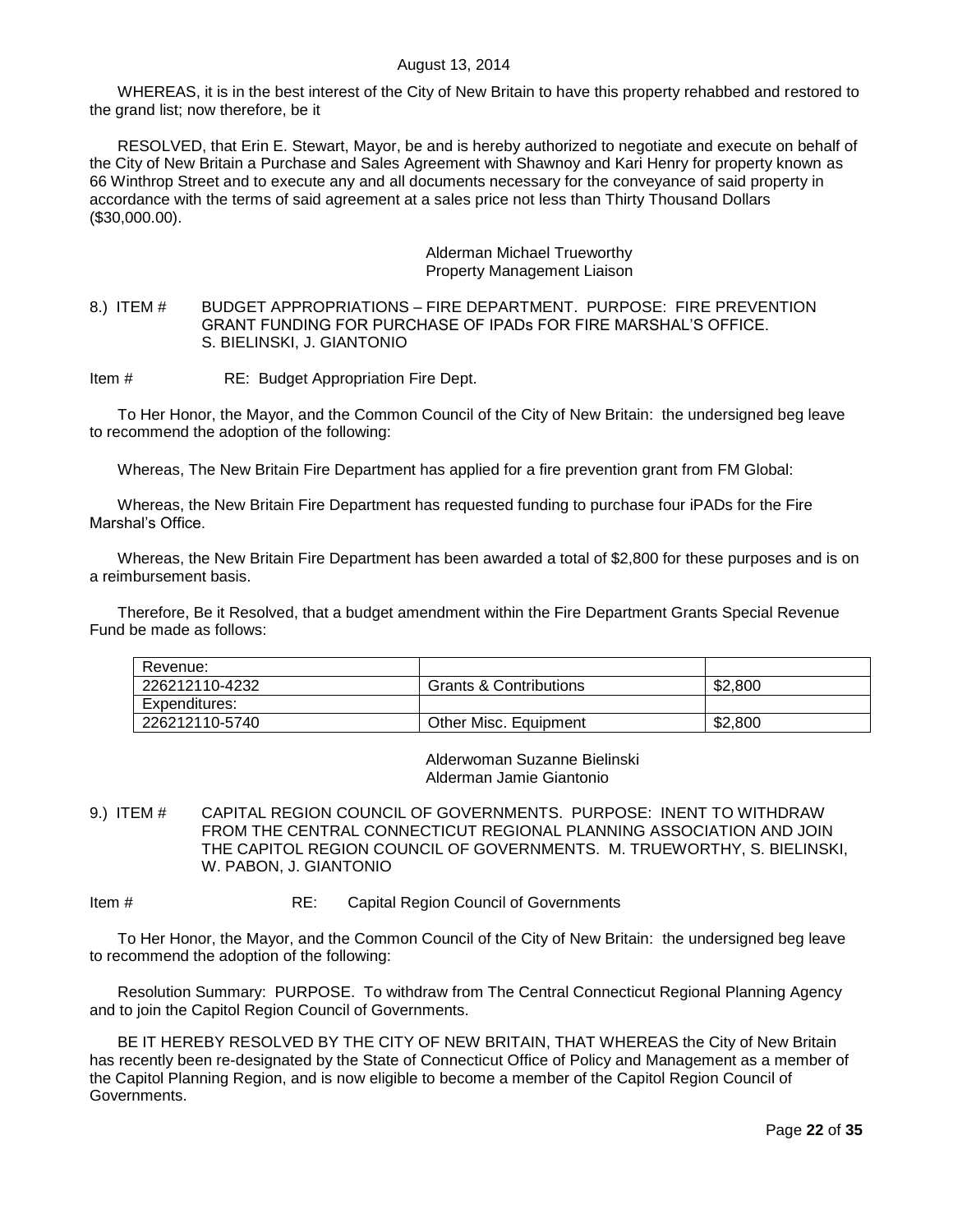WHEREAS, it is in the best interest of the City of New Britain to have this property rehabbed and restored to the grand list; now therefore, be it

RESOLVED, that Erin E. Stewart, Mayor, be and is hereby authorized to negotiate and execute on behalf of the City of New Britain a Purchase and Sales Agreement with Shawnoy and Kari Henry for property known as 66 Winthrop Street and to execute any and all documents necessary for the conveyance of said property in accordance with the terms of said agreement at a sales price not less than Thirty Thousand Dollars ($30,000.00).

Alderman Michael Trueworthy
Property Management Liaison

8.) ITEM # BUDGET APPROPRIATIONS – FIRE DEPARTMENT. PURPOSE: FIRE PREVENTION GRANT FUNDING FOR PURCHASE OF IPADs FOR FIRE MARSHAL'S OFFICE. S. BIELINSKI, J. GIANTONIO

Item # RE: Budget Appropriation Fire Dept.

To Her Honor, the Mayor, and the Common Council of the City of New Britain: the undersigned beg leave to recommend the adoption of the following:

Whereas, The New Britain Fire Department has applied for a fire prevention grant from FM Global:

Whereas, the New Britain Fire Department has requested funding to purchase four iPADs for the Fire Marshal's Office.

Whereas, the New Britain Fire Department has been awarded a total of $2,800 for these purposes and is on a reimbursement basis.

Therefore, Be it Resolved, that a budget amendment within the Fire Department Grants Special Revenue Fund be made as follows:

| Revenue: | | |
|---|---|---|
| 226212110-4232 | Grants & Contributions | $2,800 |
| Expenditures: | | |
| 226212110-5740 | Other Misc. Equipment | $2,800 |

Alderwoman Suzanne Bielinski
Alderman Jamie Giantonio

9.) ITEM # CAPITAL REGION COUNCIL OF GOVERNMENTS. PURPOSE: INENT TO WITHDRAW FROM THE CENTRAL CONNECTICUT REGIONAL PLANNING ASSOCIATION AND JOIN THE CAPITOL REGION COUNCIL OF GOVERNMENTS. M. TRUEWORTHY, S. BIELINSKI, W. PABON, J. GIANTONIO

Item # RE: Capital Region Council of Governments

To Her Honor, the Mayor, and the Common Council of the City of New Britain: the undersigned beg leave to recommend the adoption of the following:

Resolution Summary: PURPOSE. To withdraw from The Central Connecticut Regional Planning Agency and to join the Capitol Region Council of Governments.

BE IT HEREBY RESOLVED BY THE CITY OF NEW BRITAIN, THAT WHEREAS the City of New Britain has recently been re-designated by the State of Connecticut Office of Policy and Management as a member of the Capitol Planning Region, and is now eligible to become a member of the Capitol Region Council of Governments.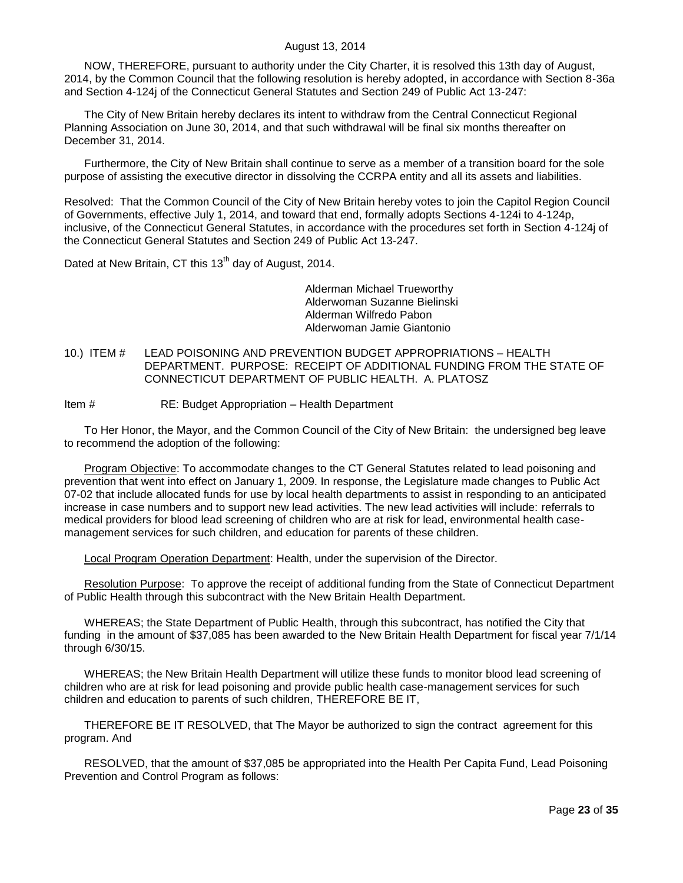NOW, THEREFORE, pursuant to authority under the City Charter, it is resolved this 13th day of August, 2014, by the Common Council that the following resolution is hereby adopted, in accordance with Section 8-36a and Section 4-124j of the Connecticut General Statutes and Section 249 of Public Act 13-247:

The City of New Britain hereby declares its intent to withdraw from the Central Connecticut Regional Planning Association on June 30, 2014, and that such withdrawal will be final six months thereafter on December 31, 2014.

Furthermore, the City of New Britain shall continue to serve as a member of a transition board for the sole purpose of assisting the executive director in dissolving the CCRPA entity and all its assets and liabilities.

Resolved: That the Common Council of the City of New Britain hereby votes to join the Capitol Region Council of Governments, effective July 1, 2014, and toward that end, formally adopts Sections 4-124i to 4-124p, inclusive, of the Connecticut General Statutes, in accordance with the procedures set forth in Section 4-124j of the Connecticut General Statutes and Section 249 of Public Act 13-247.

Dated at New Britain, CT this 13th day of August, 2014.

Alderman Michael Trueworthy
Alderwoman Suzanne Bielinski
Alderman Wilfredo Pabon
Alderwoman Jamie Giantonio

10.) ITEM # LEAD POISONING AND PREVENTION BUDGET APPROPRIATIONS – HEALTH DEPARTMENT. PURPOSE: RECEIPT OF ADDITIONAL FUNDING FROM THE STATE OF CONNECTICUT DEPARTMENT OF PUBLIC HEALTH. A. PLATOSZ

Item # RE: Budget Appropriation – Health Department

To Her Honor, the Mayor, and the Common Council of the City of New Britain: the undersigned beg leave to recommend the adoption of the following:

Program Objective: To accommodate changes to the CT General Statutes related to lead poisoning and prevention that went into effect on January 1, 2009. In response, the Legislature made changes to Public Act 07-02 that include allocated funds for use by local health departments to assist in responding to an anticipated increase in case numbers and to support new lead activities. The new lead activities will include: referrals to medical providers for blood lead screening of children who are at risk for lead, environmental health case-management services for such children, and education for parents of these children.

Local Program Operation Department: Health, under the supervision of the Director.

Resolution Purpose: To approve the receipt of additional funding from the State of Connecticut Department of Public Health through this subcontract with the New Britain Health Department.

WHEREAS; the State Department of Public Health, through this subcontract, has notified the City that funding in the amount of $37,085 has been awarded to the New Britain Health Department for fiscal year 7/1/14 through 6/30/15.

WHEREAS; the New Britain Health Department will utilize these funds to monitor blood lead screening of children who are at risk for lead poisoning and provide public health case-management services for such children and education to parents of such children, THEREFORE BE IT,

THEREFORE BE IT RESOLVED, that The Mayor be authorized to sign the contract agreement for this program. And

RESOLVED, that the amount of $37,085 be appropriated into the Health Per Capita Fund, Lead Poisoning Prevention and Control Program as follows: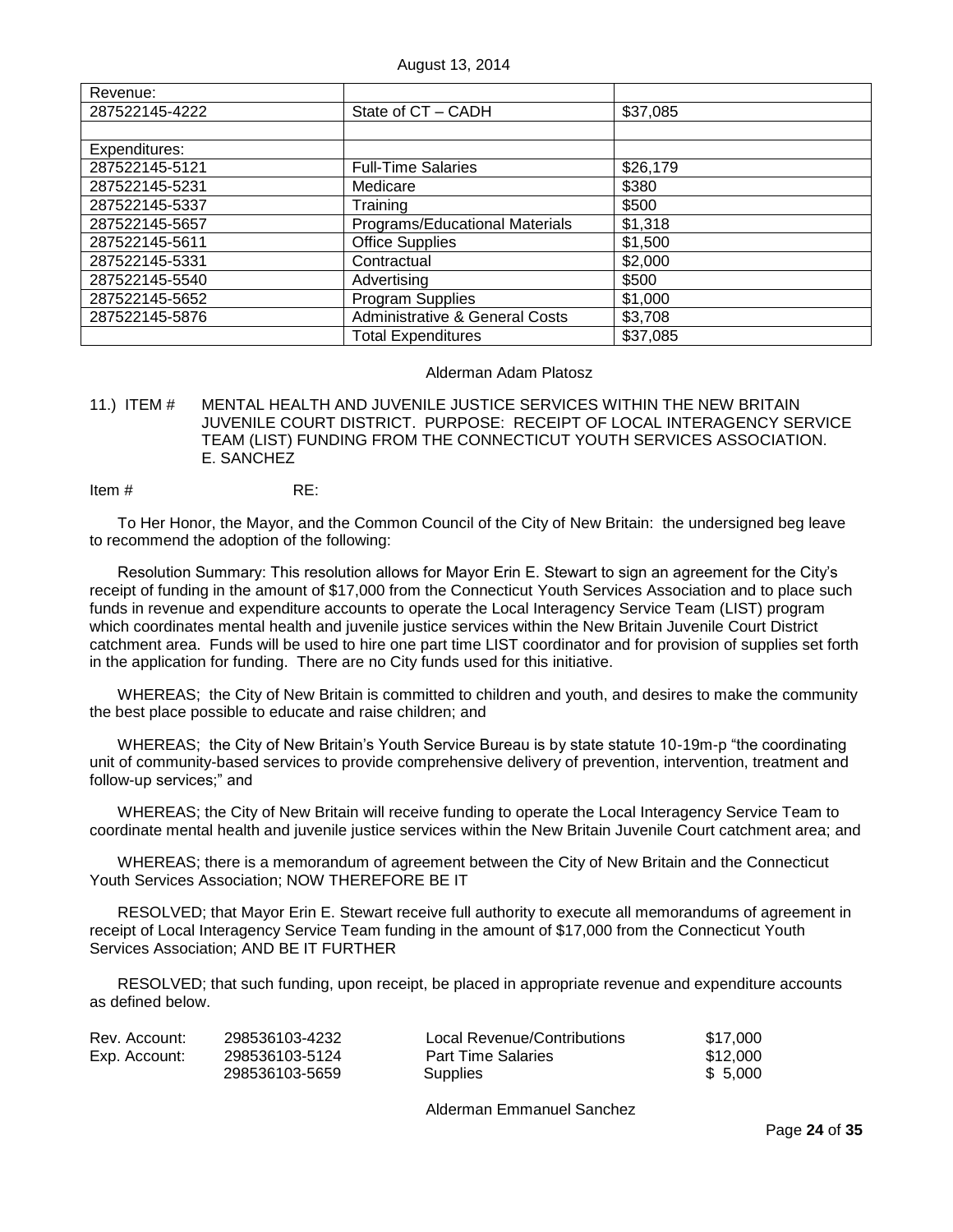| Revenue: | | |
|---|---|---|
| 287522145-4222 | State of CT – CADH | $37,085 |
| | | |
| Expenditures: | | |
| 287522145-5121 | Full-Time Salaries | $26,179 |
| 287522145-5231 | Medicare | $380 |
| 287522145-5337 | Training | $500 |
| 287522145-5657 | Programs/Educational Materials | $1,318 |
| 287522145-5611 | Office Supplies | $1,500 |
| 287522145-5331 | Contractual | $2,000 |
| 287522145-5540 | Advertising | $500 |
| 287522145-5652 | Program Supplies | $1,000 |
| 287522145-5876 | Administrative & General Costs | $3,708 |
| | Total Expenditures | $37,085 |

Alderman Adam Platosz

11.) ITEM # MENTAL HEALTH AND JUVENILE JUSTICE SERVICES WITHIN THE NEW BRITAIN JUVENILE COURT DISTRICT. PURPOSE: RECEIPT OF LOCAL INTERAGENCY SERVICE TEAM (LIST) FUNDING FROM THE CONNECTICUT YOUTH SERVICES ASSOCIATION. E. SANCHEZ

Item # RE:

To Her Honor, the Mayor, and the Common Council of the City of New Britain: the undersigned beg leave to recommend the adoption of the following:

Resolution Summary: This resolution allows for Mayor Erin E. Stewart to sign an agreement for the City's receipt of funding in the amount of $17,000 from the Connecticut Youth Services Association and to place such funds in revenue and expenditure accounts to operate the Local Interagency Service Team (LIST) program which coordinates mental health and juvenile justice services within the New Britain Juvenile Court District catchment area. Funds will be used to hire one part time LIST coordinator and for provision of supplies set forth in the application for funding. There are no City funds used for this initiative.

WHEREAS; the City of New Britain is committed to children and youth, and desires to make the community the best place possible to educate and raise children; and

WHEREAS; the City of New Britain's Youth Service Bureau is by state statute 10-19m-p "the coordinating unit of community-based services to provide comprehensive delivery of prevention, intervention, treatment and follow-up services;" and

WHEREAS; the City of New Britain will receive funding to operate the Local Interagency Service Team to coordinate mental health and juvenile justice services within the New Britain Juvenile Court catchment area; and

WHEREAS; there is a memorandum of agreement between the City of New Britain and the Connecticut Youth Services Association; NOW THEREFORE BE IT

RESOLVED; that Mayor Erin E. Stewart receive full authority to execute all memorandums of agreement in receipt of Local Interagency Service Team funding in the amount of $17,000 from the Connecticut Youth Services Association; AND BE IT FURTHER

RESOLVED; that such funding, upon receipt, be placed in appropriate revenue and expenditure accounts as defined below.

| | | | |
|---|---|---|---|
| Rev. Account: | 298536103-4232 | Local Revenue/Contributions | $17,000 |
| Exp. Account: | 298536103-5124 | Part Time Salaries | $12,000 |
| | 298536103-5659 | Supplies | $ 5,000 |

Alderman Emmanuel Sanchez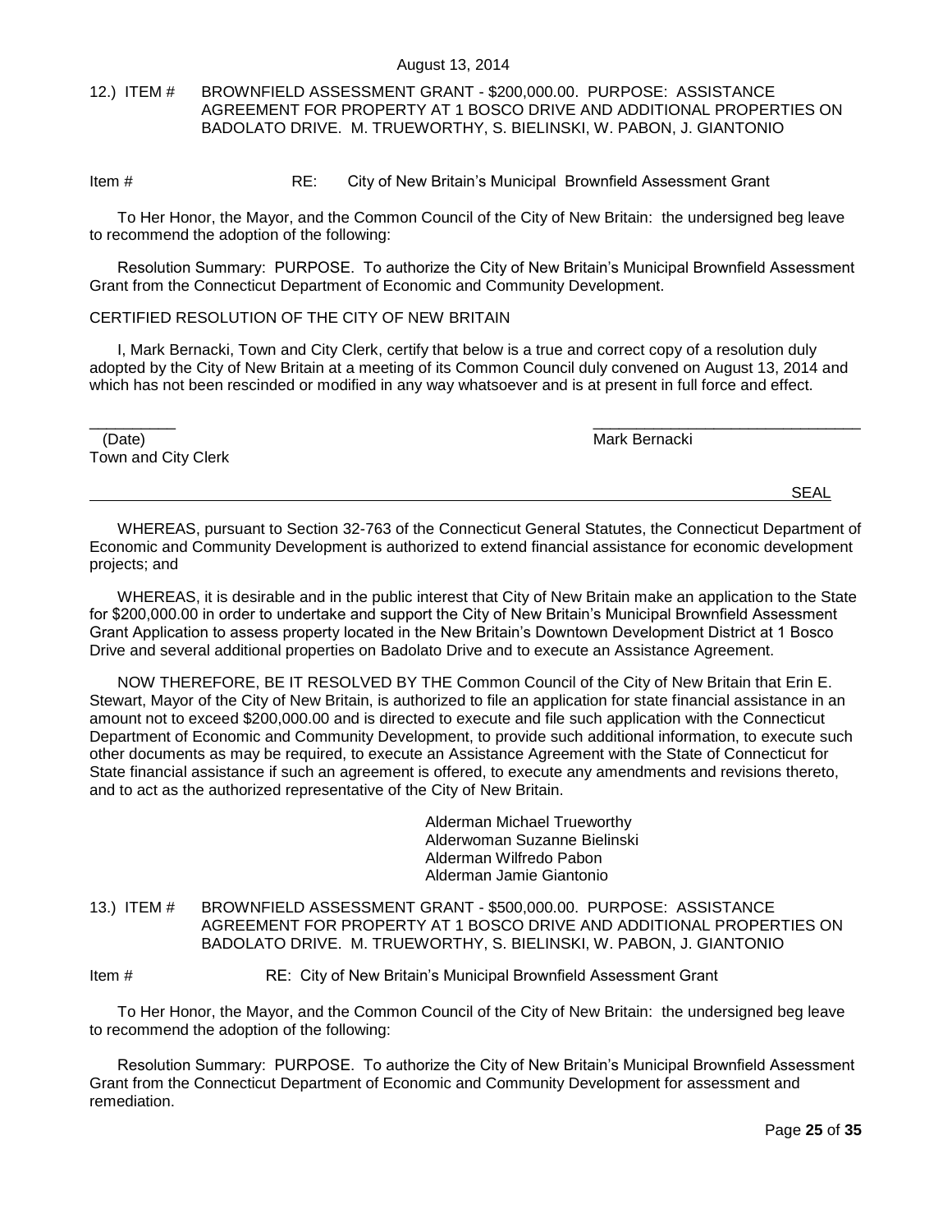12.) ITEM # BROWNFIELD ASSESSMENT GRANT - $200,000.00. PURPOSE: ASSISTANCE AGREEMENT FOR PROPERTY AT 1 BOSCO DRIVE AND ADDITIONAL PROPERTIES ON BADOLATO DRIVE. M. TRUEWORTHY, S. BIELINSKI, W. PABON, J. GIANTONIO

Item # RE: City of New Britain's Municipal Brownfield Assessment Grant

To Her Honor, the Mayor, and the Common Council of the City of New Britain: the undersigned beg leave to recommend the adoption of the following:

Resolution Summary: PURPOSE. To authorize the City of New Britain's Municipal Brownfield Assessment Grant from the Connecticut Department of Economic and Community Development.

CERTIFIED RESOLUTION OF THE CITY OF NEW BRITAIN

I, Mark Bernacki, Town and City Clerk, certify that below is a true and correct copy of a resolution duly adopted by the City of New Britain at a meeting of its Common Council duly convened on August 13, 2014 and which has not been rescinded or modified in any way whatsoever and is at present in full force and effect.

__________ _______________________________
(Date) Mark Bernacki
Town and City Clerk

SEAL

WHEREAS, pursuant to Section 32-763 of the Connecticut General Statutes, the Connecticut Department of Economic and Community Development is authorized to extend financial assistance for economic development projects; and

WHEREAS, it is desirable and in the public interest that City of New Britain make an application to the State for $200,000.00 in order to undertake and support the City of New Britain's Municipal Brownfield Assessment Grant Application to assess property located in the New Britain's Downtown Development District at 1 Bosco Drive and several additional properties on Badolato Drive and to execute an Assistance Agreement.

NOW THEREFORE, BE IT RESOLVED BY THE Common Council of the City of New Britain that Erin E. Stewart, Mayor of the City of New Britain, is authorized to file an application for state financial assistance in an amount not to exceed $200,000.00 and is directed to execute and file such application with the Connecticut Department of Economic and Community Development, to provide such additional information, to execute such other documents as may be required, to execute an Assistance Agreement with the State of Connecticut for State financial assistance if such an agreement is offered, to execute any amendments and revisions thereto, and to act as the authorized representative of the City of New Britain.

Alderman Michael Trueworthy
Alderwoman Suzanne Bielinski
Alderman Wilfredo Pabon
Alderman Jamie Giantonio

13.) ITEM # BROWNFIELD ASSESSMENT GRANT - $500,000.00. PURPOSE: ASSISTANCE AGREEMENT FOR PROPERTY AT 1 BOSCO DRIVE AND ADDITIONAL PROPERTIES ON BADOLATO DRIVE. M. TRUEWORTHY, S. BIELINSKI, W. PABON, J. GIANTONIO

Item # RE: City of New Britain's Municipal Brownfield Assessment Grant

To Her Honor, the Mayor, and the Common Council of the City of New Britain: the undersigned beg leave to recommend the adoption of the following:

Resolution Summary: PURPOSE. To authorize the City of New Britain's Municipal Brownfield Assessment Grant from the Connecticut Department of Economic and Community Development for assessment and remediation.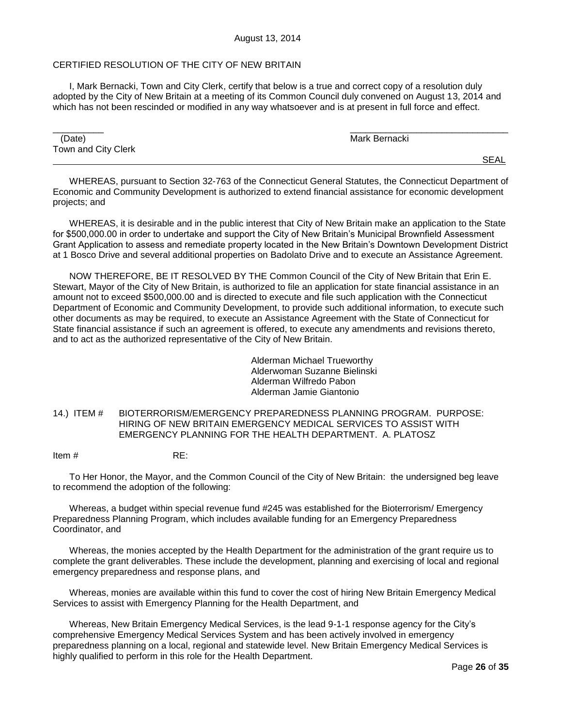August 13, 2014

CERTIFIED RESOLUTION OF THE CITY OF NEW BRITAIN

I, Mark Bernacki, Town and City Clerk, certify that below is a true and correct copy of a resolution duly adopted by the City of New Britain at a meeting of its Common Council duly convened on August 13, 2014 and which has not been rescinded or modified in any way whatsoever and is at present in full force and effect.

\_\_\_\_\_\_\_\_\_\_ \_\_\_\_\_\_\_\_\_\_\_\_\_\_\_\_\_\_\_\_\_\_\_\_\_\_\_\_\_\_\_\_

(Date) Mark Bernacki

Town and City Clerk

SEAL

WHEREAS, pursuant to Section 32-763 of the Connecticut General Statutes, the Connecticut Department of Economic and Community Development is authorized to extend financial assistance for economic development projects; and

WHEREAS, it is desirable and in the public interest that City of New Britain make an application to the State for $500,000.00 in order to undertake and support the City of New Britain's Municipal Brownfield Assessment Grant Application to assess and remediate property located in the New Britain's Downtown Development District at 1 Bosco Drive and several additional properties on Badolato Drive and to execute an Assistance Agreement.

NOW THEREFORE, BE IT RESOLVED BY THE Common Council of the City of New Britain that Erin E. Stewart, Mayor of the City of New Britain, is authorized to file an application for state financial assistance in an amount not to exceed $500,000.00 and is directed to execute and file such application with the Connecticut Department of Economic and Community Development, to provide such additional information, to execute such other documents as may be required, to execute an Assistance Agreement with the State of Connecticut for State financial assistance if such an agreement is offered, to execute any amendments and revisions thereto, and to act as the authorized representative of the City of New Britain.

Alderman Michael Trueworthy
Alderwoman Suzanne Bielinski
Alderman Wilfredo Pabon
Alderman Jamie Giantonio

14.) ITEM # BIOTERRORISM/EMERGENCY PREPAREDNESS PLANNING PROGRAM. PURPOSE: HIRING OF NEW BRITAIN EMERGENCY MEDICAL SERVICES TO ASSIST WITH EMERGENCY PLANNING FOR THE HEALTH DEPARTMENT. A. PLATOSZ

Item # RE:

To Her Honor, the Mayor, and the Common Council of the City of New Britain: the undersigned beg leave to recommend the adoption of the following:

Whereas, a budget within special revenue fund #245 was established for the Bioterrorism/ Emergency Preparedness Planning Program, which includes available funding for an Emergency Preparedness Coordinator, and

Whereas, the monies accepted by the Health Department for the administration of the grant require us to complete the grant deliverables. These include the development, planning and exercising of local and regional emergency preparedness and response plans, and

Whereas, monies are available within this fund to cover the cost of hiring New Britain Emergency Medical Services to assist with Emergency Planning for the Health Department, and

Whereas, New Britain Emergency Medical Services, is the lead 9-1-1 response agency for the City's comprehensive Emergency Medical Services System and has been actively involved in emergency preparedness planning on a local, regional and statewide level. New Britain Emergency Medical Services is highly qualified to perform in this role for the Health Department.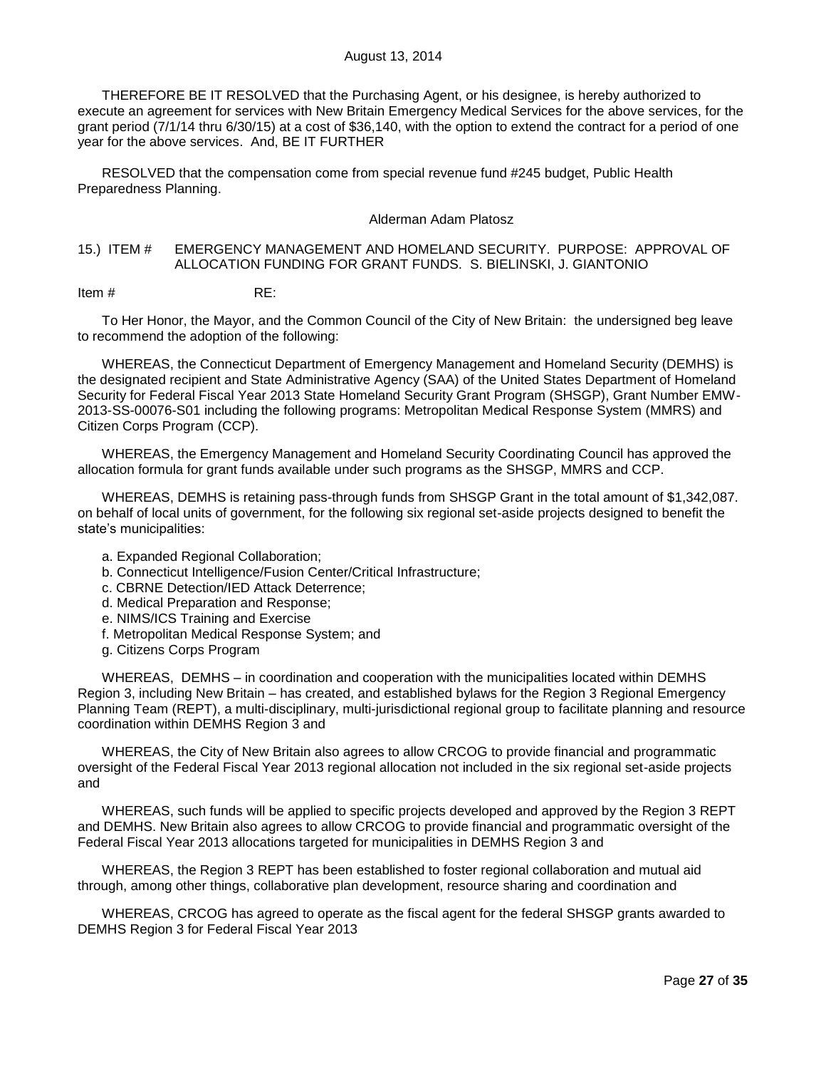THEREFORE BE IT RESOLVED that the Purchasing Agent, or his designee, is hereby authorized to execute an agreement for services with New Britain Emergency Medical Services for the above services, for the grant period (7/1/14 thru 6/30/15) at a cost of $36,140, with the option to extend the contract for a period of one year for the above services. And, BE IT FURTHER

RESOLVED that the compensation come from special revenue fund #245 budget, Public Health Preparedness Planning.

Alderman Adam Platosz

15.) ITEM # EMERGENCY MANAGEMENT AND HOMELAND SECURITY. PURPOSE: APPROVAL OF ALLOCATION FUNDING FOR GRANT FUNDS. S. BIELINSKI, J. GIANTONIO

Item # RE:

To Her Honor, the Mayor, and the Common Council of the City of New Britain: the undersigned beg leave to recommend the adoption of the following:

WHEREAS, the Connecticut Department of Emergency Management and Homeland Security (DEMHS) is the designated recipient and State Administrative Agency (SAA) of the United States Department of Homeland Security for Federal Fiscal Year 2013 State Homeland Security Grant Program (SHSGP), Grant Number EMW-2013-SS-00076-S01 including the following programs: Metropolitan Medical Response System (MMRS) and Citizen Corps Program (CCP).

WHEREAS, the Emergency Management and Homeland Security Coordinating Council has approved the allocation formula for grant funds available under such programs as the SHSGP, MMRS and CCP.

WHEREAS, DEMHS is retaining pass-through funds from SHSGP Grant in the total amount of $1,342,087. on behalf of local units of government, for the following six regional set-aside projects designed to benefit the state's municipalities:

a. Expanded Regional Collaboration;
b. Connecticut Intelligence/Fusion Center/Critical Infrastructure;
c. CBRNE Detection/IED Attack Deterrence;
d. Medical Preparation and Response;
e. NIMS/ICS Training and Exercise
f. Metropolitan Medical Response System; and
g. Citizens Corps Program

WHEREAS, DEMHS – in coordination and cooperation with the municipalities located within DEMHS Region 3, including New Britain – has created, and established bylaws for the Region 3 Regional Emergency Planning Team (REPT), a multi-disciplinary, multi-jurisdictional regional group to facilitate planning and resource coordination within DEMHS Region 3 and

WHEREAS, the City of New Britain also agrees to allow CRCOG to provide financial and programmatic oversight of the Federal Fiscal Year 2013 regional allocation not included in the six regional set-aside projects and

WHEREAS, such funds will be applied to specific projects developed and approved by the Region 3 REPT and DEMHS. New Britain also agrees to allow CRCOG to provide financial and programmatic oversight of the Federal Fiscal Year 2013 allocations targeted for municipalities in DEMHS Region 3 and

WHEREAS, the Region 3 REPT has been established to foster regional collaboration and mutual aid through, among other things, collaborative plan development, resource sharing and coordination and

WHEREAS, CRCOG has agreed to operate as the fiscal agent for the federal SHSGP grants awarded to DEMHS Region 3 for Federal Fiscal Year 2013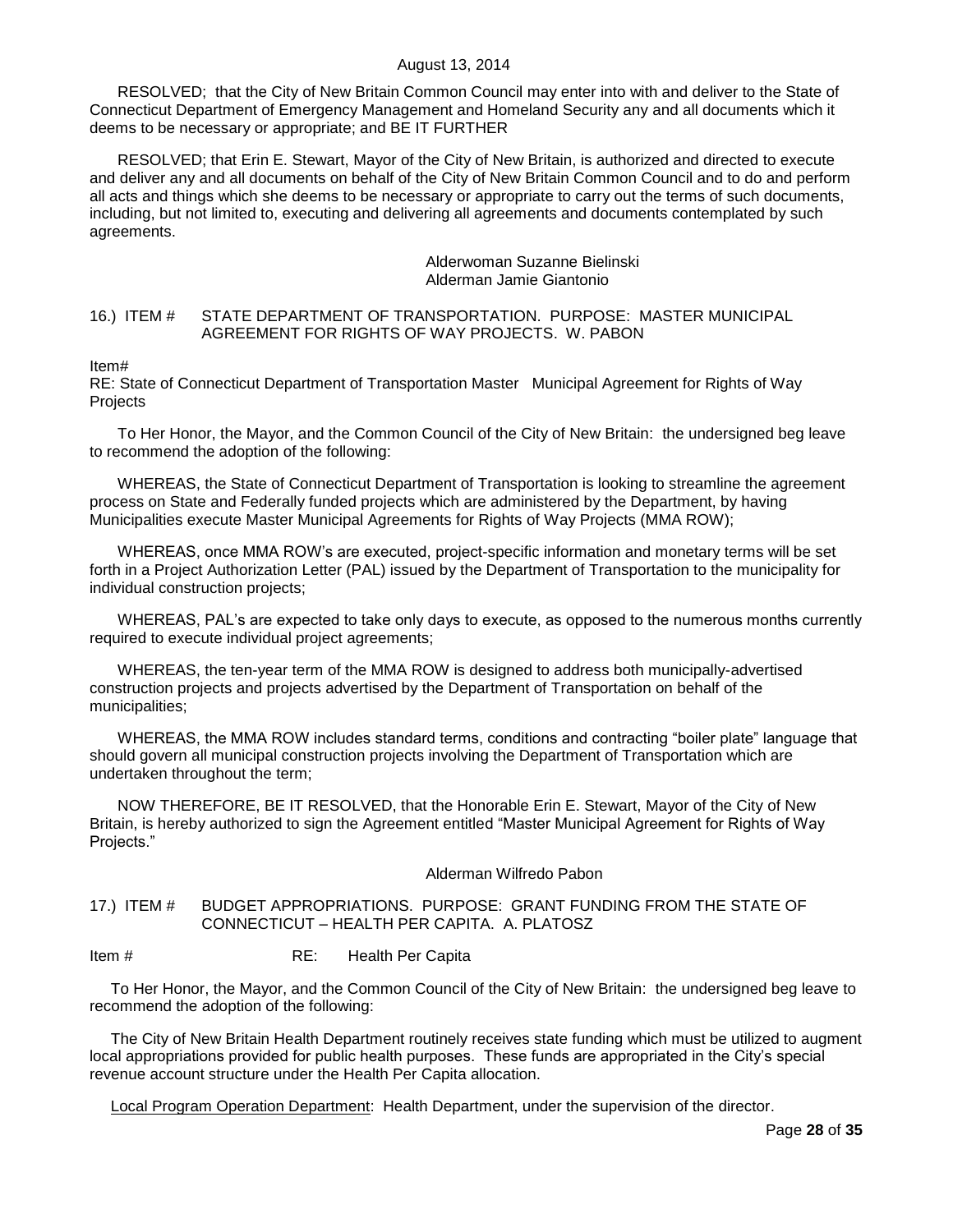RESOLVED; that the City of New Britain Common Council may enter into with and deliver to the State of Connecticut Department of Emergency Management and Homeland Security any and all documents which it deems to be necessary or appropriate; and BE IT FURTHER

RESOLVED; that Erin E. Stewart, Mayor of the City of New Britain, is authorized and directed to execute and deliver any and all documents on behalf of the City of New Britain Common Council and to do and perform all acts and things which she deems to be necessary or appropriate to carry out the terms of such documents, including, but not limited to, executing and delivering all agreements and documents contemplated by such agreements.

Alderwoman Suzanne Bielinski
Alderman Jamie Giantonio

16.) ITEM # STATE DEPARTMENT OF TRANSPORTATION. PURPOSE: MASTER MUNICIPAL AGREEMENT FOR RIGHTS OF WAY PROJECTS. W. PABON

Item#
RE: State of Connecticut Department of Transportation Master Municipal Agreement for Rights of Way Projects

To Her Honor, the Mayor, and the Common Council of the City of New Britain: the undersigned beg leave to recommend the adoption of the following:

WHEREAS, the State of Connecticut Department of Transportation is looking to streamline the agreement process on State and Federally funded projects which are administered by the Department, by having Municipalities execute Master Municipal Agreements for Rights of Way Projects (MMA ROW);

WHEREAS, once MMA ROW's are executed, project-specific information and monetary terms will be set forth in a Project Authorization Letter (PAL) issued by the Department of Transportation to the municipality for individual construction projects;

WHEREAS, PAL's are expected to take only days to execute, as opposed to the numerous months currently required to execute individual project agreements;

WHEREAS, the ten-year term of the MMA ROW is designed to address both municipally-advertised construction projects and projects advertised by the Department of Transportation on behalf of the municipalities;

WHEREAS, the MMA ROW includes standard terms, conditions and contracting "boiler plate" language that should govern all municipal construction projects involving the Department of Transportation which are undertaken throughout the term;

NOW THEREFORE, BE IT RESOLVED, that the Honorable Erin E. Stewart, Mayor of the City of New Britain, is hereby authorized to sign the Agreement entitled "Master Municipal Agreement for Rights of Way Projects."

Alderman Wilfredo Pabon

17.) ITEM # BUDGET APPROPRIATIONS. PURPOSE: GRANT FUNDING FROM THE STATE OF CONNECTICUT – HEALTH PER CAPITA. A. PLATOSZ

Item # RE: Health Per Capita

To Her Honor, the Mayor, and the Common Council of the City of New Britain: the undersigned beg leave to recommend the adoption of the following:

The City of New Britain Health Department routinely receives state funding which must be utilized to augment local appropriations provided for public health purposes. These funds are appropriated in the City's special revenue account structure under the Health Per Capita allocation.

Local Program Operation Department: Health Department, under the supervision of the director.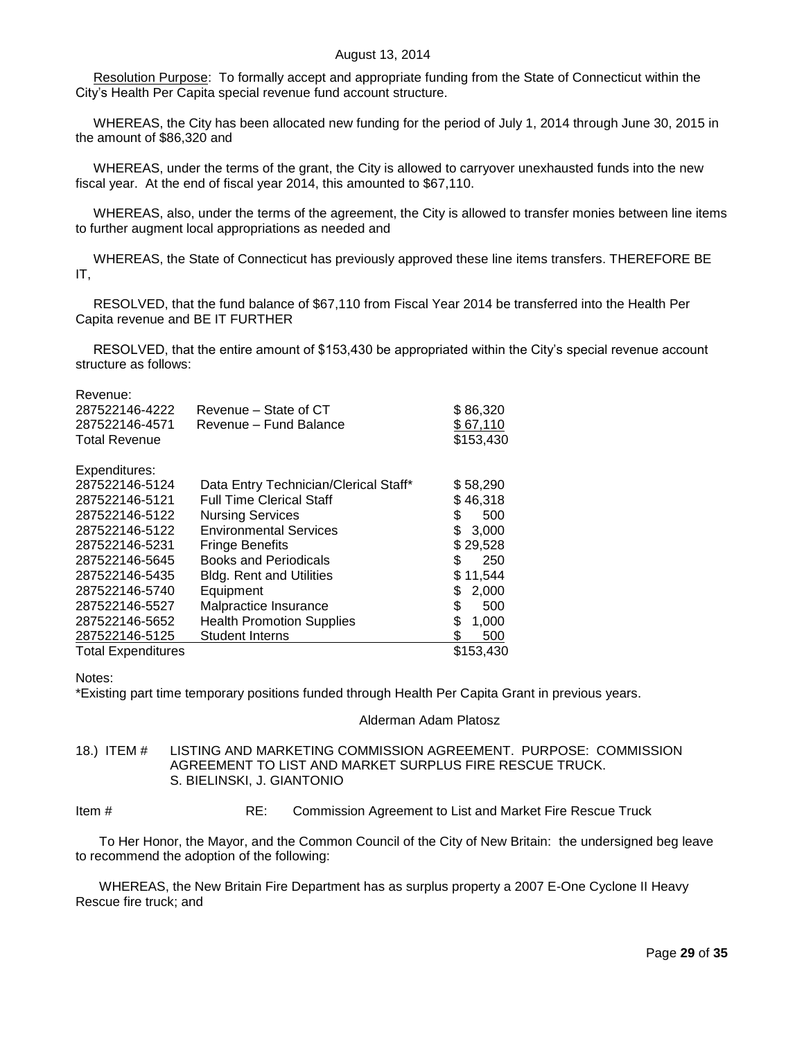August 13, 2014

Resolution Purpose: To formally accept and appropriate funding from the State of Connecticut within the City's Health Per Capita special revenue fund account structure.

WHEREAS, the City has been allocated new funding for the period of July 1, 2014 through June 30, 2015 in the amount of $86,320 and

WHEREAS, under the terms of the grant, the City is allowed to carryover unexhausted funds into the new fiscal year. At the end of fiscal year 2014, this amounted to $67,110.

WHEREAS, also, under the terms of the agreement, the City is allowed to transfer monies between line items to further augment local appropriations as needed and

WHEREAS, the State of Connecticut has previously approved these line items transfers. THEREFORE BE IT,

RESOLVED, that the fund balance of $67,110 from Fiscal Year 2014 be transferred into the Health Per Capita revenue and BE IT FURTHER

RESOLVED, that the entire amount of $153,430 be appropriated within the City's special revenue account structure as follows:

| Revenue: | | |
|---|---|---|
| 287522146-4222 | Revenue – State of CT | $ 86,320 |
| 287522146-4571 | Revenue – Fund Balance | $ 67,110 |
| Total Revenue | | $153,430 |

| Expenditures: | | |
|---|---|---|
| 287522146-5124 | Data Entry Technician/Clerical Staff* | $ 58,290 |
| 287522146-5121 | Full Time Clerical Staff | $ 46,318 |
| 287522146-5122 | Nursing Services | $ 500 |
| 287522146-5122 | Environmental Services | $ 3,000 |
| 287522146-5231 | Fringe Benefits | $ 29,528 |
| 287522146-5645 | Books and Periodicals | $ 250 |
| 287522146-5435 | Bldg. Rent and Utilities | $ 11,544 |
| 287522146-5740 | Equipment | $ 2,000 |
| 287522146-5527 | Malpractice Insurance | $ 500 |
| 287522146-5652 | Health Promotion Supplies | $ 1,000 |
| 287522146-5125 | Student Interns | $ 500 |
| Total Expenditures | | $153,430 |

Notes:
*Existing part time temporary positions funded through Health Per Capita Grant in previous years.

Alderman Adam Platosz

18.) ITEM # LISTING AND MARKETING COMMISSION AGREEMENT. PURPOSE: COMMISSION AGREEMENT TO LIST AND MARKET SURPLUS FIRE RESCUE TRUCK. S. BIELINSKI, J. GIANTONIO

Item # RE: Commission Agreement to List and Market Fire Rescue Truck

To Her Honor, the Mayor, and the Common Council of the City of New Britain: the undersigned beg leave to recommend the adoption of the following:

WHEREAS, the New Britain Fire Department has as surplus property a 2007 E-One Cyclone II Heavy Rescue fire truck; and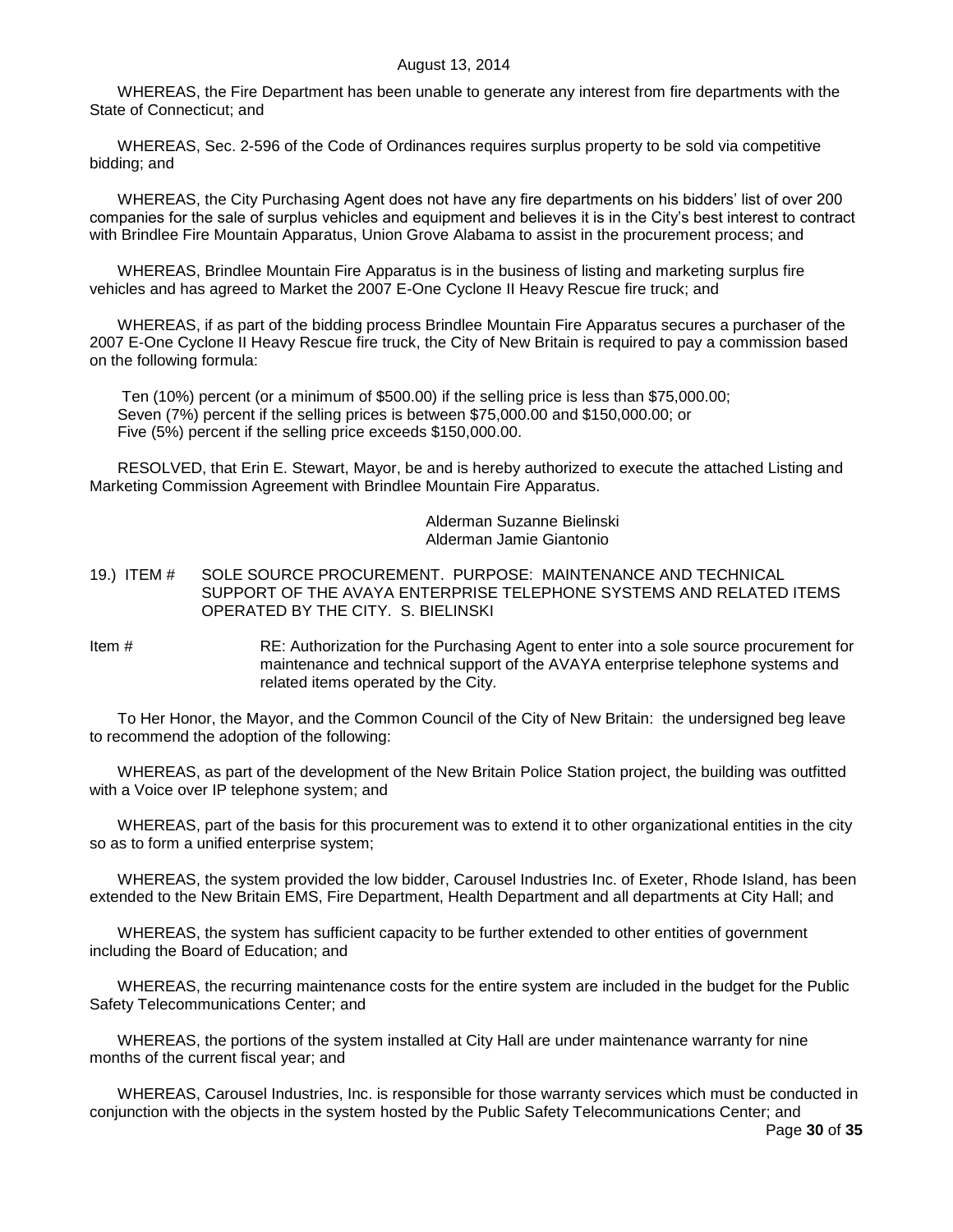WHEREAS, the Fire Department has been unable to generate any interest from fire departments with the State of Connecticut; and

WHEREAS, Sec. 2-596 of the Code of Ordinances requires surplus property to be sold via competitive bidding; and

WHEREAS, the City Purchasing Agent does not have any fire departments on his bidders' list of over 200 companies for the sale of surplus vehicles and equipment and believes it is in the City's best interest to contract with Brindlee Fire Mountain Apparatus, Union Grove Alabama to assist in the procurement process; and

WHEREAS, Brindlee Mountain Fire Apparatus is in the business of listing and marketing surplus fire vehicles and has agreed to Market the 2007 E-One Cyclone II Heavy Rescue fire truck; and

WHEREAS, if as part of the bidding process Brindlee Mountain Fire Apparatus secures a purchaser of the 2007 E-One Cyclone II Heavy Rescue fire truck, the City of New Britain is required to pay a commission based on the following formula:

Ten (10%) percent (or a minimum of $500.00) if the selling price is less than $75,000.00;
Seven (7%) percent if the selling prices is between $75,000.00 and $150,000.00; or
Five (5%) percent if the selling price exceeds $150,000.00.

RESOLVED, that Erin E. Stewart, Mayor, be and is hereby authorized to execute the attached Listing and Marketing Commission Agreement with Brindlee Mountain Fire Apparatus.

Alderman Suzanne Bielinski
Alderman Jamie Giantonio

19.) ITEM # SOLE SOURCE PROCUREMENT. PURPOSE: MAINTENANCE AND TECHNICAL SUPPORT OF THE AVAYA ENTERPRISE TELEPHONE SYSTEMS AND RELATED ITEMS OPERATED BY THE CITY. S. BIELINSKI

Item # RE: Authorization for the Purchasing Agent to enter into a sole source procurement for maintenance and technical support of the AVAYA enterprise telephone systems and related items operated by the City.

To Her Honor, the Mayor, and the Common Council of the City of New Britain: the undersigned beg leave to recommend the adoption of the following:

WHEREAS, as part of the development of the New Britain Police Station project, the building was outfitted with a Voice over IP telephone system; and

WHEREAS, part of the basis for this procurement was to extend it to other organizational entities in the city so as to form a unified enterprise system;

WHEREAS, the system provided the low bidder, Carousel Industries Inc. of Exeter, Rhode Island, has been extended to the New Britain EMS, Fire Department, Health Department and all departments at City Hall; and

WHEREAS, the system has sufficient capacity to be further extended to other entities of government including the Board of Education; and

WHEREAS, the recurring maintenance costs for the entire system are included in the budget for the Public Safety Telecommunications Center; and

WHEREAS, the portions of the system installed at City Hall are under maintenance warranty for nine months of the current fiscal year; and

WHEREAS, Carousel Industries, Inc. is responsible for those warranty services which must be conducted in conjunction with the objects in the system hosted by the Public Safety Telecommunications Center; and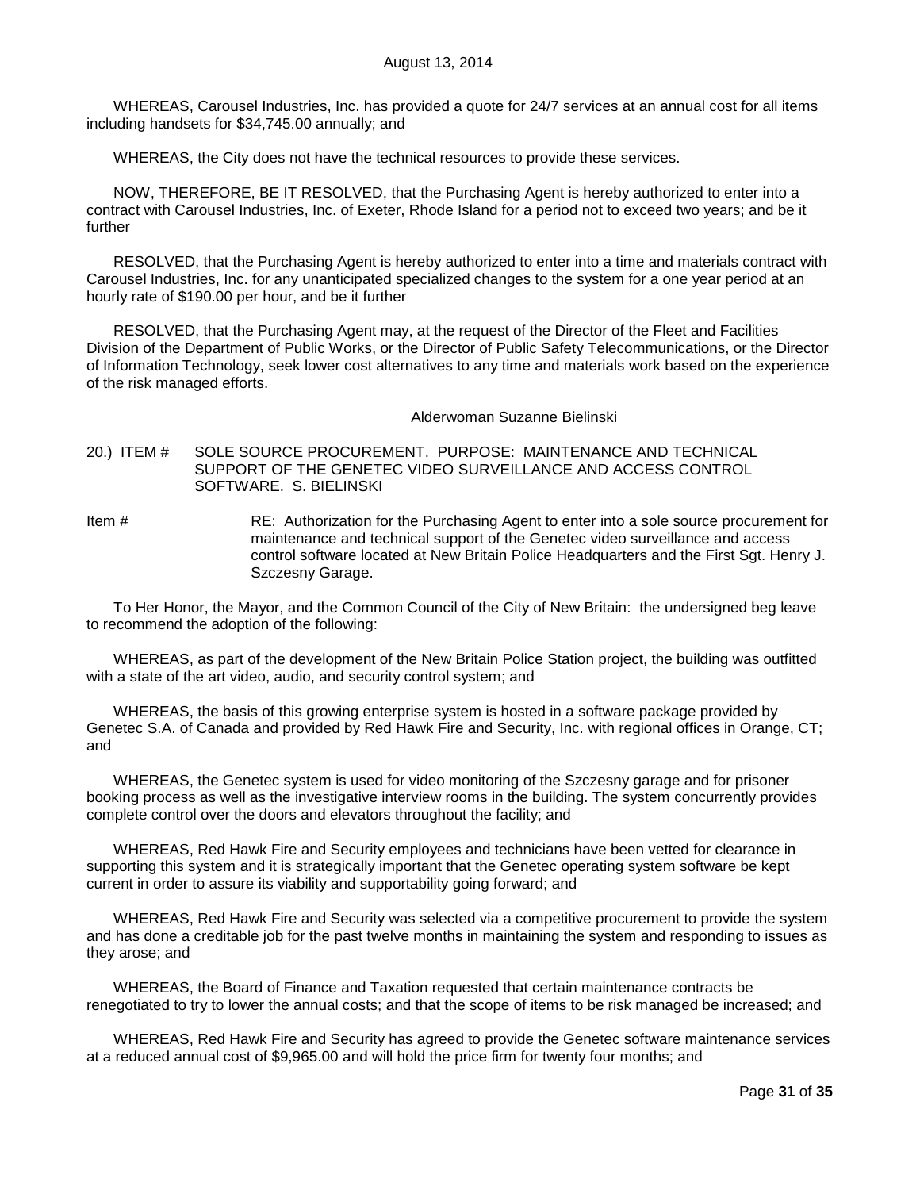WHEREAS, Carousel Industries, Inc. has provided a quote for 24/7 services at an annual cost for all items including handsets for $34,745.00 annually; and

WHEREAS, the City does not have the technical resources to provide these services.

NOW, THEREFORE, BE IT RESOLVED, that the Purchasing Agent is hereby authorized to enter into a contract with Carousel Industries, Inc. of Exeter, Rhode Island for a period not to exceed two years; and be it further

RESOLVED, that the Purchasing Agent is hereby authorized to enter into a time and materials contract with Carousel Industries, Inc. for any unanticipated specialized changes to the system for a one year period at an hourly rate of $190.00 per hour, and be it further

RESOLVED, that the Purchasing Agent may, at the request of the Director of the Fleet and Facilities Division of the Department of Public Works, or the Director of Public Safety Telecommunications, or the Director of Information Technology, seek lower cost alternatives to any time and materials work based on the experience of the risk managed efforts.

Alderwoman Suzanne Bielinski

20.) ITEM # SOLE SOURCE PROCUREMENT. PURPOSE: MAINTENANCE AND TECHNICAL SUPPORT OF THE GENETEC VIDEO SURVEILLANCE AND ACCESS CONTROL SOFTWARE. S. BIELINSKI

Item # RE: Authorization for the Purchasing Agent to enter into a sole source procurement for maintenance and technical support of the Genetec video surveillance and access control software located at New Britain Police Headquarters and the First Sgt. Henry J. Szczesny Garage.

To Her Honor, the Mayor, and the Common Council of the City of New Britain: the undersigned beg leave to recommend the adoption of the following:

WHEREAS, as part of the development of the New Britain Police Station project, the building was outfitted with a state of the art video, audio, and security control system; and

WHEREAS, the basis of this growing enterprise system is hosted in a software package provided by Genetec S.A. of Canada and provided by Red Hawk Fire and Security, Inc. with regional offices in Orange, CT; and

WHEREAS, the Genetec system is used for video monitoring of the Szczesny garage and for prisoner booking process as well as the investigative interview rooms in the building. The system concurrently provides complete control over the doors and elevators throughout the facility; and

WHEREAS, Red Hawk Fire and Security employees and technicians have been vetted for clearance in supporting this system and it is strategically important that the Genetec operating system software be kept current in order to assure its viability and supportability going forward; and

WHEREAS, Red Hawk Fire and Security was selected via a competitive procurement to provide the system and has done a creditable job for the past twelve months in maintaining the system and responding to issues as they arose; and

WHEREAS, the Board of Finance and Taxation requested that certain maintenance contracts be renegotiated to try to lower the annual costs; and that the scope of items to be risk managed be increased; and

WHEREAS, Red Hawk Fire and Security has agreed to provide the Genetec software maintenance services at a reduced annual cost of $9,965.00 and will hold the price firm for twenty four months; and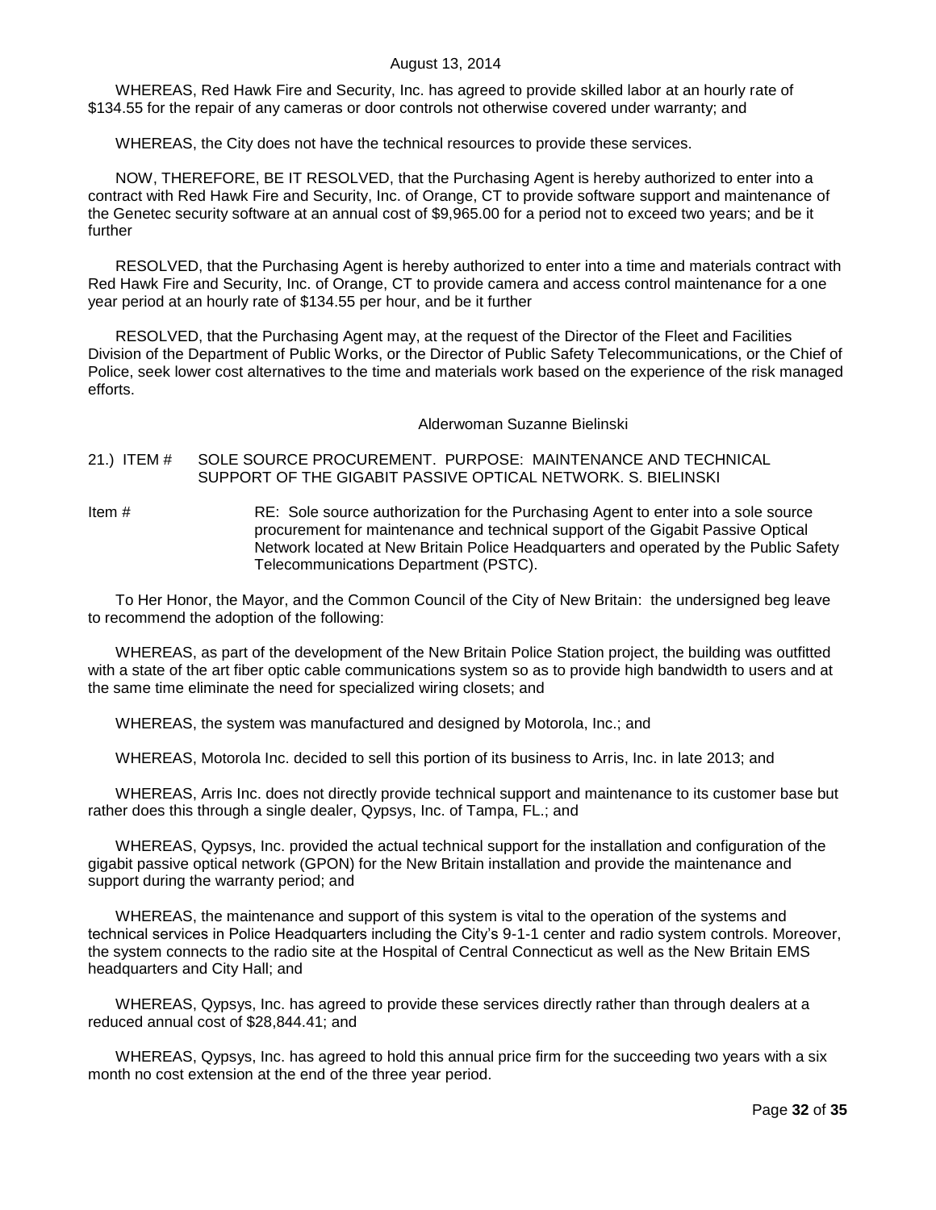WHEREAS, Red Hawk Fire and Security, Inc. has agreed to provide skilled labor at an hourly rate of $134.55 for the repair of any cameras or door controls not otherwise covered under warranty; and

WHEREAS, the City does not have the technical resources to provide these services.

NOW, THEREFORE, BE IT RESOLVED, that the Purchasing Agent is hereby authorized to enter into a contract with Red Hawk Fire and Security, Inc. of Orange, CT to provide software support and maintenance of the Genetec security software at an annual cost of $9,965.00 for a period not to exceed two years; and be it further

RESOLVED, that the Purchasing Agent is hereby authorized to enter into a time and materials contract with Red Hawk Fire and Security, Inc. of Orange, CT to provide camera and access control maintenance for a one year period at an hourly rate of $134.55 per hour, and be it further

RESOLVED, that the Purchasing Agent may, at the request of the Director of the Fleet and Facilities Division of the Department of Public Works, or the Director of Public Safety Telecommunications, or the Chief of Police, seek lower cost alternatives to the time and materials work based on the experience of the risk managed efforts.

Alderwoman Suzanne Bielinski

21.) ITEM # SOLE SOURCE PROCUREMENT. PURPOSE: MAINTENANCE AND TECHNICAL SUPPORT OF THE GIGABIT PASSIVE OPTICAL NETWORK. S. BIELINSKI

Item # RE: Sole source authorization for the Purchasing Agent to enter into a sole source procurement for maintenance and technical support of the Gigabit Passive Optical Network located at New Britain Police Headquarters and operated by the Public Safety Telecommunications Department (PSTC).

To Her Honor, the Mayor, and the Common Council of the City of New Britain: the undersigned beg leave to recommend the adoption of the following:

WHEREAS, as part of the development of the New Britain Police Station project, the building was outfitted with a state of the art fiber optic cable communications system so as to provide high bandwidth to users and at the same time eliminate the need for specialized wiring closets; and

WHEREAS, the system was manufactured and designed by Motorola, Inc.; and

WHEREAS, Motorola Inc. decided to sell this portion of its business to Arris, Inc. in late 2013; and

WHEREAS, Arris Inc. does not directly provide technical support and maintenance to its customer base but rather does this through a single dealer, Qypsys, Inc. of Tampa, FL.; and

WHEREAS, Qypsys, Inc. provided the actual technical support for the installation and configuration of the gigabit passive optical network (GPON) for the New Britain installation and provide the maintenance and support during the warranty period; and

WHEREAS, the maintenance and support of this system is vital to the operation of the systems and technical services in Police Headquarters including the City's 9-1-1 center and radio system controls. Moreover, the system connects to the radio site at the Hospital of Central Connecticut as well as the New Britain EMS headquarters and City Hall; and

WHEREAS, Qypsys, Inc. has agreed to provide these services directly rather than through dealers at a reduced annual cost of $28,844.41; and

WHEREAS, Qypsys, Inc. has agreed to hold this annual price firm for the succeeding two years with a six month no cost extension at the end of the three year period.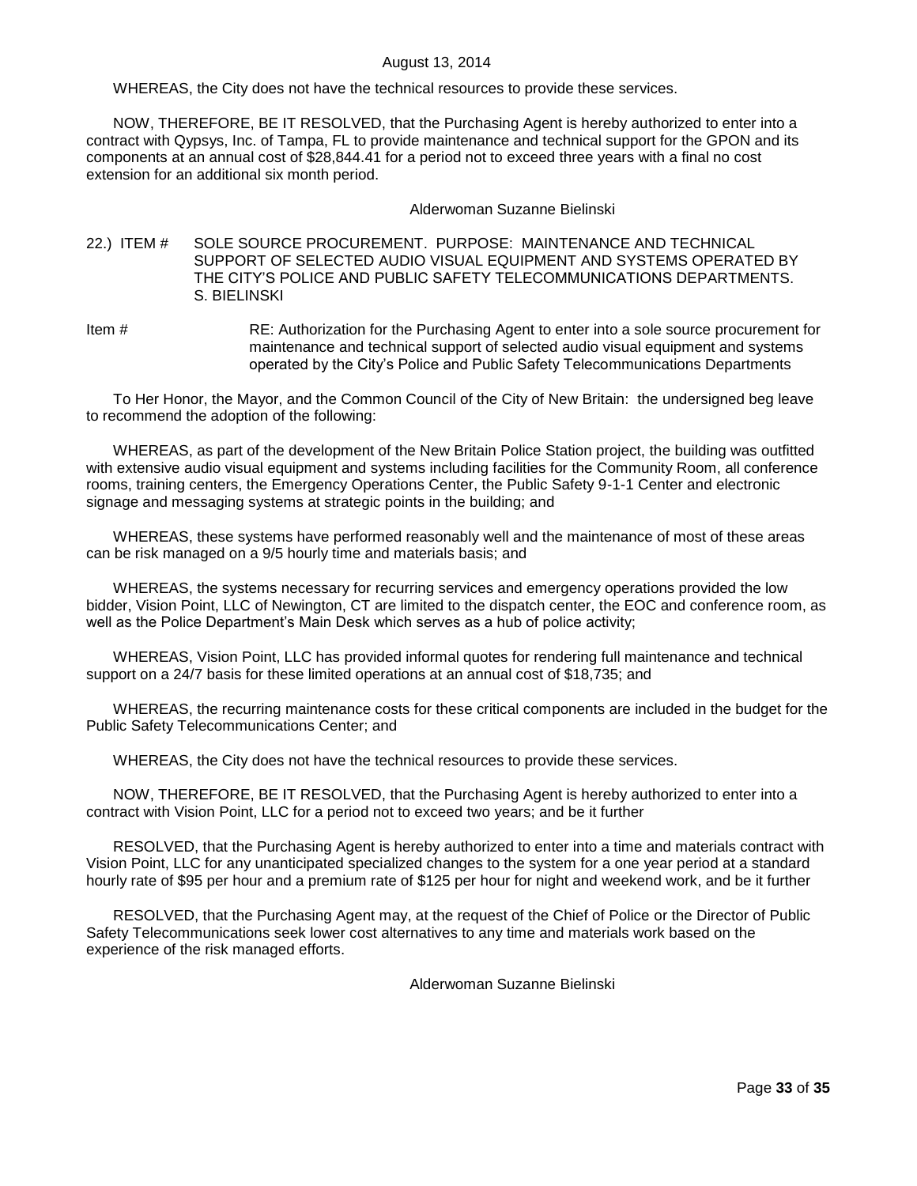WHEREAS, the City does not have the technical resources to provide these services.

NOW, THEREFORE, BE IT RESOLVED, that the Purchasing Agent is hereby authorized to enter into a contract with Qypsys, Inc. of Tampa, FL to provide maintenance and technical support for the GPON and its components at an annual cost of $28,844.41 for a period not to exceed three years with a final no cost extension for an additional six month period.

Alderwoman Suzanne Bielinski

22.) ITEM # SOLE SOURCE PROCUREMENT. PURPOSE: MAINTENANCE AND TECHNICAL SUPPORT OF SELECTED AUDIO VISUAL EQUIPMENT AND SYSTEMS OPERATED BY THE CITY'S POLICE AND PUBLIC SAFETY TELECOMMUNICATIONS DEPARTMENTS. S. BIELINSKI

Item # RE: Authorization for the Purchasing Agent to enter into a sole source procurement for maintenance and technical support of selected audio visual equipment and systems operated by the City's Police and Public Safety Telecommunications Departments

To Her Honor, the Mayor, and the Common Council of the City of New Britain: the undersigned beg leave to recommend the adoption of the following:

WHEREAS, as part of the development of the New Britain Police Station project, the building was outfitted with extensive audio visual equipment and systems including facilities for the Community Room, all conference rooms, training centers, the Emergency Operations Center, the Public Safety 9-1-1 Center and electronic signage and messaging systems at strategic points in the building; and

WHEREAS, these systems have performed reasonably well and the maintenance of most of these areas can be risk managed on a 9/5 hourly time and materials basis; and

WHEREAS, the systems necessary for recurring services and emergency operations provided the low bidder, Vision Point, LLC of Newington, CT are limited to the dispatch center, the EOC and conference room, as well as the Police Department's Main Desk which serves as a hub of police activity;

WHEREAS, Vision Point, LLC has provided informal quotes for rendering full maintenance and technical support on a 24/7 basis for these limited operations at an annual cost of $18,735; and

WHEREAS, the recurring maintenance costs for these critical components are included in the budget for the Public Safety Telecommunications Center; and

WHEREAS, the City does not have the technical resources to provide these services.

NOW, THEREFORE, BE IT RESOLVED, that the Purchasing Agent is hereby authorized to enter into a contract with Vision Point, LLC for a period not to exceed two years; and be it further

RESOLVED, that the Purchasing Agent is hereby authorized to enter into a time and materials contract with Vision Point, LLC for any unanticipated specialized changes to the system for a one year period at a standard hourly rate of $95 per hour and a premium rate of $125 per hour for night and weekend work, and be it further

RESOLVED, that the Purchasing Agent may, at the request of the Chief of Police or the Director of Public Safety Telecommunications seek lower cost alternatives to any time and materials work based on the experience of the risk managed efforts.

Alderwoman Suzanne Bielinski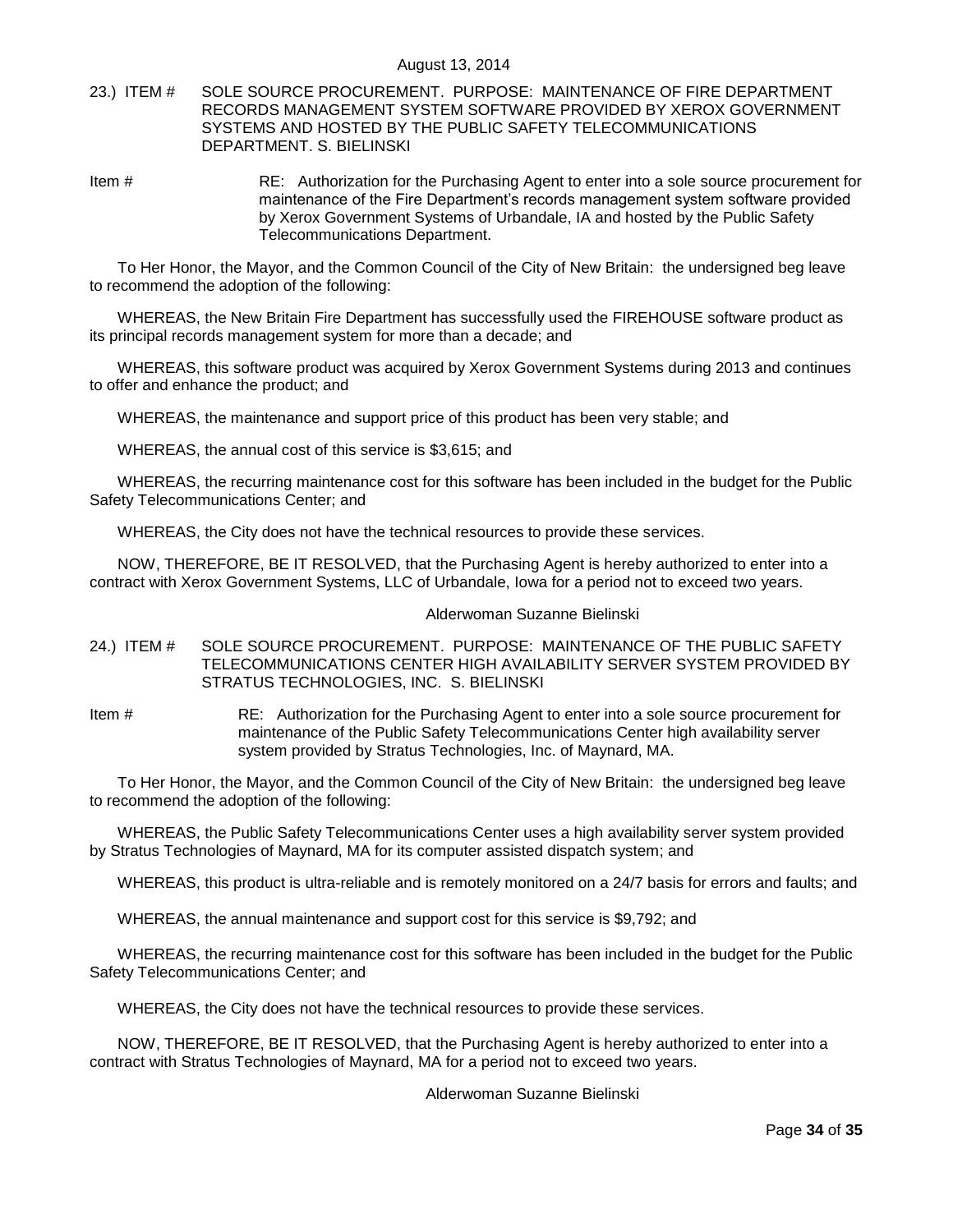23.) ITEM # SOLE SOURCE PROCUREMENT. PURPOSE: MAINTENANCE OF FIRE DEPARTMENT RECORDS MANAGEMENT SYSTEM SOFTWARE PROVIDED BY XEROX GOVERNMENT SYSTEMS AND HOSTED BY THE PUBLIC SAFETY TELECOMMUNICATIONS DEPARTMENT. S. BIELINSKI

Item # RE: Authorization for the Purchasing Agent to enter into a sole source procurement for maintenance of the Fire Department's records management system software provided by Xerox Government Systems of Urbandale, IA and hosted by the Public Safety Telecommunications Department.

To Her Honor, the Mayor, and the Common Council of the City of New Britain: the undersigned beg leave to recommend the adoption of the following:

WHEREAS, the New Britain Fire Department has successfully used the FIREHOUSE software product as its principal records management system for more than a decade; and

WHEREAS, this software product was acquired by Xerox Government Systems during 2013 and continues to offer and enhance the product; and

WHEREAS, the maintenance and support price of this product has been very stable; and

WHEREAS, the annual cost of this service is $3,615; and

WHEREAS, the recurring maintenance cost for this software has been included in the budget for the Public Safety Telecommunications Center; and

WHEREAS, the City does not have the technical resources to provide these services.

NOW, THEREFORE, BE IT RESOLVED, that the Purchasing Agent is hereby authorized to enter into a contract with Xerox Government Systems, LLC of Urbandale, Iowa for a period not to exceed two years.

Alderwoman Suzanne Bielinski

24.) ITEM # SOLE SOURCE PROCUREMENT. PURPOSE: MAINTENANCE OF THE PUBLIC SAFETY TELECOMMUNICATIONS CENTER HIGH AVAILABILITY SERVER SYSTEM PROVIDED BY STRATUS TECHNOLOGIES, INC. S. BIELINSKI

Item # RE: Authorization for the Purchasing Agent to enter into a sole source procurement for maintenance of the Public Safety Telecommunications Center high availability server system provided by Stratus Technologies, Inc. of Maynard, MA.

To Her Honor, the Mayor, and the Common Council of the City of New Britain: the undersigned beg leave to recommend the adoption of the following:

WHEREAS, the Public Safety Telecommunications Center uses a high availability server system provided by Stratus Technologies of Maynard, MA for its computer assisted dispatch system; and

WHEREAS, this product is ultra-reliable and is remotely monitored on a 24/7 basis for errors and faults; and

WHEREAS, the annual maintenance and support cost for this service is $9,792; and

WHEREAS, the recurring maintenance cost for this software has been included in the budget for the Public Safety Telecommunications Center; and

WHEREAS, the City does not have the technical resources to provide these services.

NOW, THEREFORE, BE IT RESOLVED, that the Purchasing Agent is hereby authorized to enter into a contract with Stratus Technologies of Maynard, MA for a period not to exceed two years.

Alderwoman Suzanne Bielinski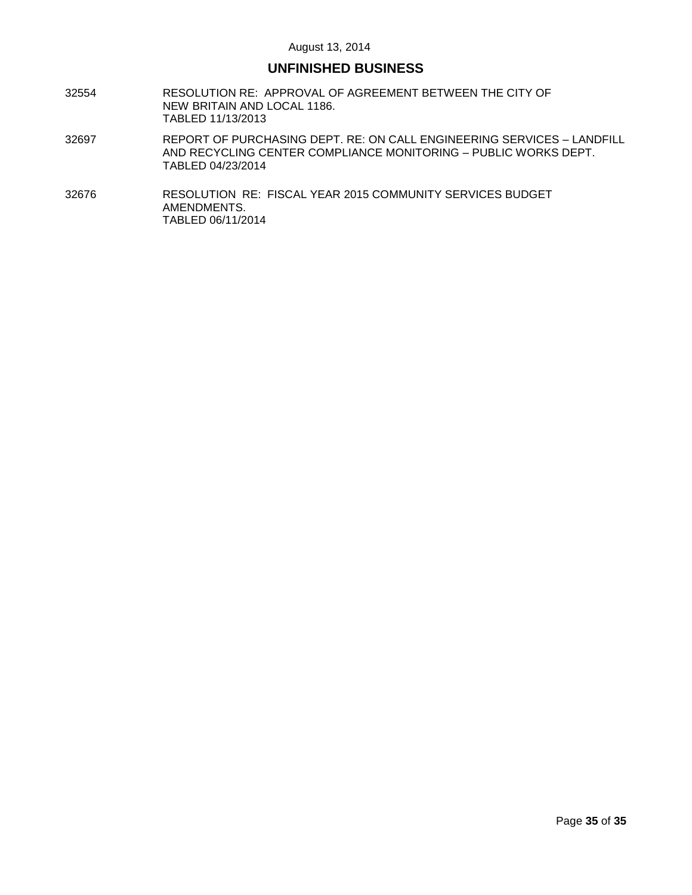August 13, 2014

## UNFINISHED BUSINESS

32554 RESOLUTION RE: APPROVAL OF AGREEMENT BETWEEN THE CITY OF NEW BRITAIN AND LOCAL 1186.
TABLED 11/13/2013

32697 REPORT OF PURCHASING DEPT. RE: ON CALL ENGINEERING SERVICES – LANDFILL AND RECYCLING CENTER COMPLIANCE MONITORING – PUBLIC WORKS DEPT.
TABLED 04/23/2014

32676 RESOLUTION RE: FISCAL YEAR 2015 COMMUNITY SERVICES BUDGET AMENDMENTS.
TABLED 06/11/2014